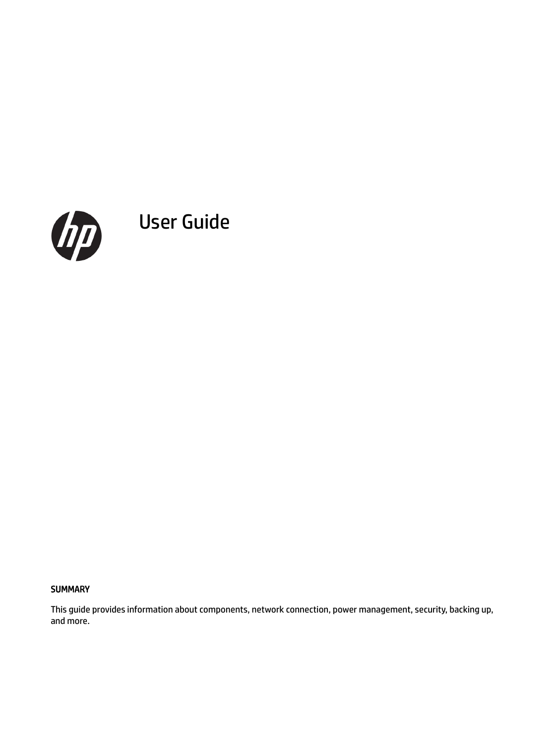# User Guide

**SUMMARY**

This guide provides information about components, network connection, power management, security, backing up, and more.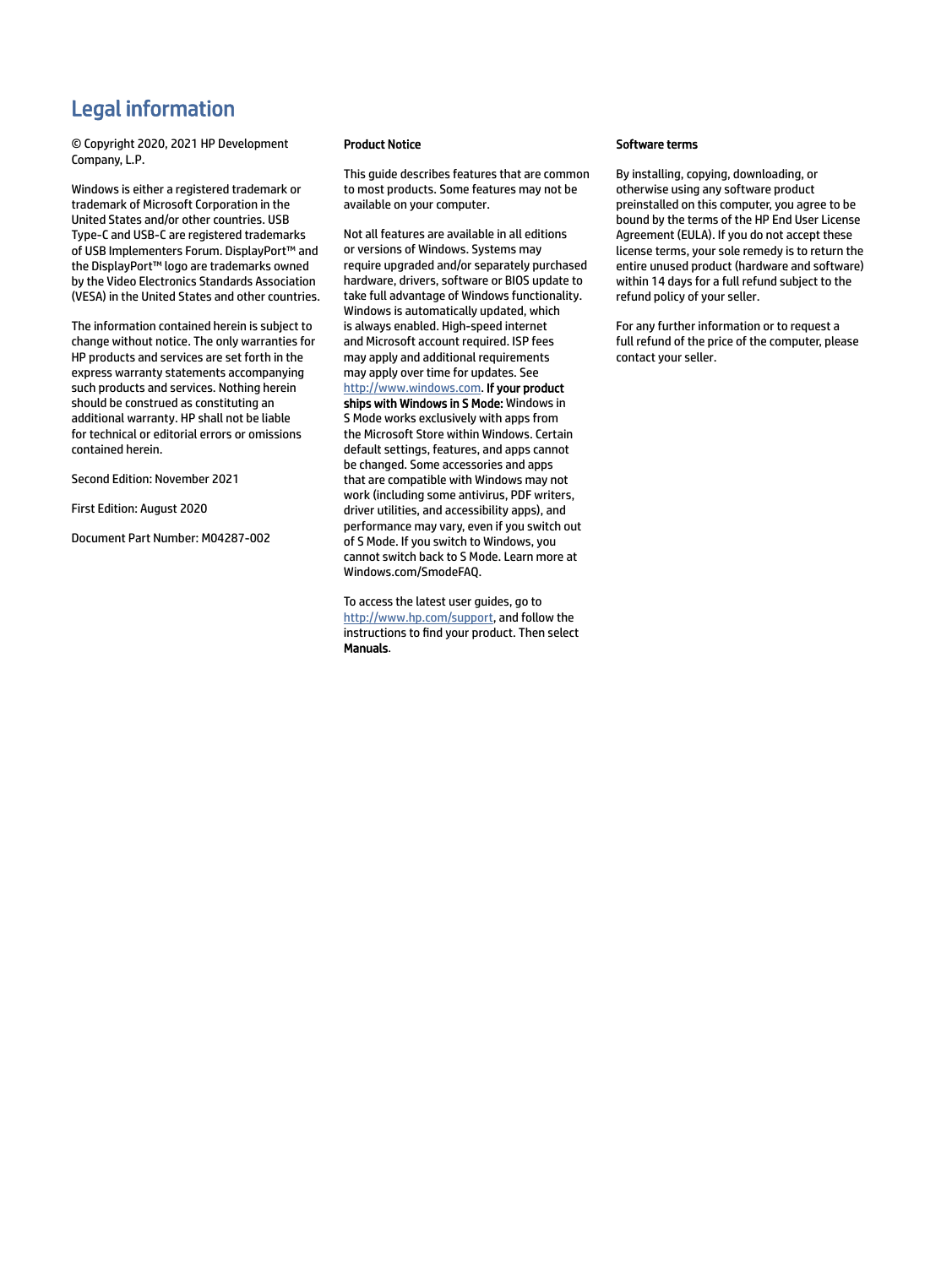# Legal information

© Copyright 2020, 2021 HP Development Company, L.P.

Windows is either a registered trademark or trademark of Microsoft Corporation in the United States and/or other countries. USB Type-C and USB-C are registered trademarks of USB Implementers Forum. DisplayPort™ and the DisplayPort™ logo are trademarks owned by the Video Electronics Standards Association (VESA) in the United States and other countries.

The information contained herein is subject to change without notice. The only warranties for HP products and services are set forth in the express warranty statements accompanying such products and services. Nothing herein should be construed as constituting an additional warranty. HP shall not be liable for technical or editorial errors or omissions contained herein.

Second Edition: November 2021

First Edition: August 2020

Document Part Number: M04287-002

**Product Notice**

This guide describes features that are common to most products. Some features may not be available on your computer.

Not all features are available in all editions or versions of Windows. Systems may require upgraded and/or separately purchased hardware, drivers, software or BIOS update to take full advantage of Windows functionality. Windows is automatically updated, which is always enabled. High-speed internet and Microsoft account required. ISP fees may apply and additional requirements may apply over time for updates. See http://www.windows.com. **If your product ships with Windows in S Mode:** Windows in S Mode works exclusively with apps from the Microsoft Store within Windows. Certain default settings, features, and apps cannot be changed. Some accessories and apps that are compatible with Windows may not work (including some antivirus, PDF writers, driver utilities, and accessibility apps), and performance may vary, even if you switch out of S Mode. If you switch to Windows, you cannot switch back to S Mode. Learn more at Windows.com/SmodeFAQ.

To access the latest user guides, go to http://www.hp.com/support, and follow the instructions to find your product. Then select **Manuals**.

**Software terms**

By installing, copying, downloading, or otherwise using any software product preinstalled on this computer, you agree to be bound by the terms of the HP End User License Agreement (EULA). If you do not accept these license terms, your sole remedy is to return the entire unused product (hardware and software) within 14 days for a full refund subject to the refund policy of your seller.

For any further information or to request a full refund of the price of the computer, please contact your seller.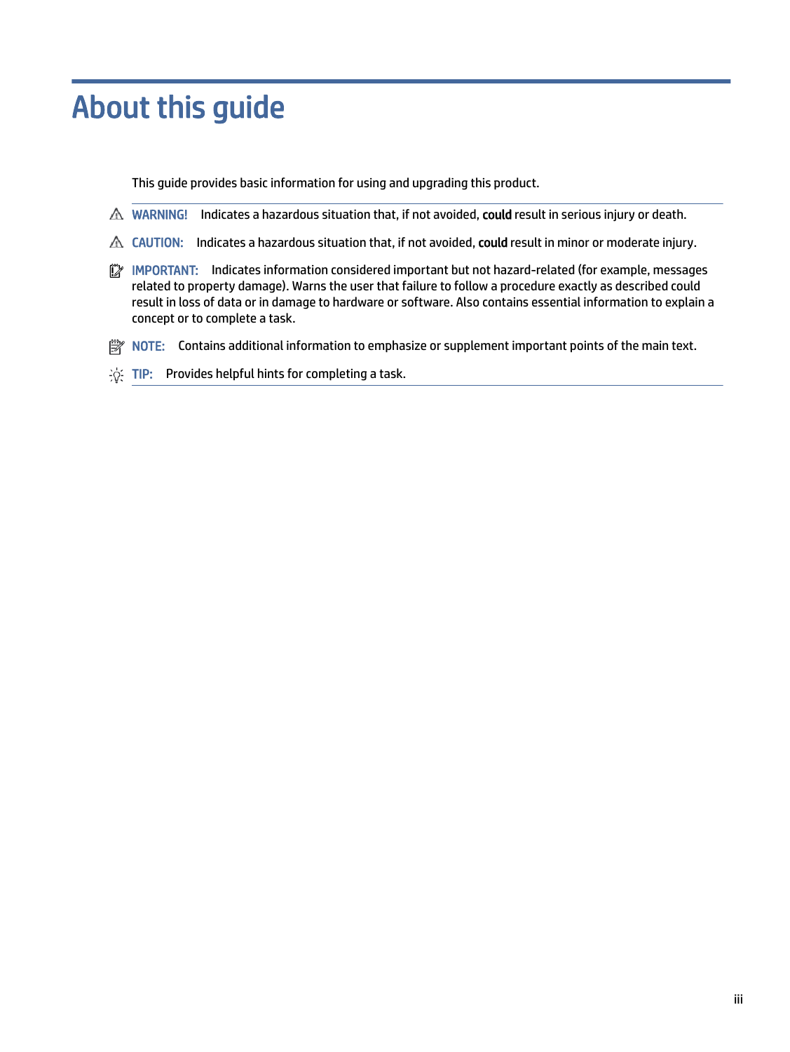# About this guide

This guide provides basic information for using and upgrading this product.

**WARNING!** Indicates a hazardous situation that, if not avoided, **could** result in serious injury or death.

**CAUTION:** Indicates a hazardous situation that, if not avoided, **could** result in minor or moderate injury.

**IMPORTANT:** Indicates information considered important but not hazard-related (for example, messages related to property damage). Warns the user that failure to follow a procedure exactly as described could result in loss of data or in damage to hardware or software. Also contains essential information to explain a concept or to complete a task.

**NOTE:** Contains additional information to emphasize or supplement important points of the main text.

**TIP:** Provides helpful hints for completing a task.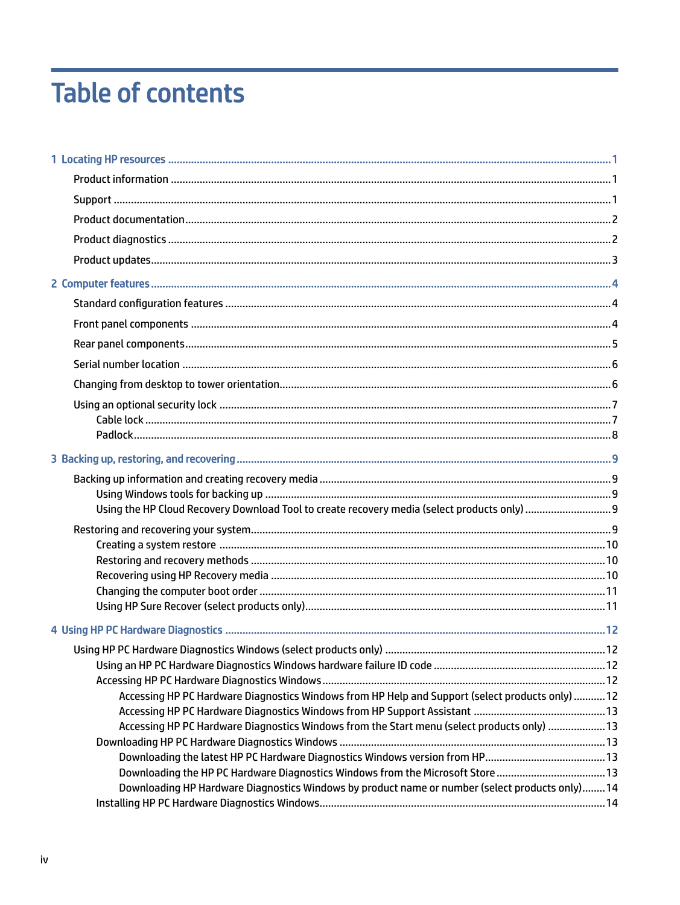# Table of contents

**1 Locating HP resources** ... 1

- Product information ... 1
- Support ... 1
- Product documentation ... 2
- Product diagnostics ... 2
- Product updates ... 3

**2 Computer features** ... 4

- Standard configuration features ... 4
- Front panel components ... 4
- Rear panel components ... 5
- Serial number location ... 6
- Changing from desktop to tower orientation ... 6
- Using an optional security lock ... 7
  - Cable lock ... 7
  - Padlock ... 8

**3 Backing up, restoring, and recovering** ... 9

- Backing up information and creating recovery media ... 9
  - Using Windows tools for backing up ... 9
  - Using the HP Cloud Recovery Download Tool to create recovery media (select products only) ... 9
- Restoring and recovering your system ... 9
  - Creating a system restore ... 10
  - Restoring and recovery methods ... 10
  - Recovering using HP Recovery media ... 10
  - Changing the computer boot order ... 11
  - Using HP Sure Recover (select products only) ... 11

**4 Using HP PC Hardware Diagnostics** ... 12

- Using HP PC Hardware Diagnostics Windows (select products only) ... 12
  - Using an HP PC Hardware Diagnostics Windows hardware failure ID code ... 12
  - Accessing HP PC Hardware Diagnostics Windows ... 12
    - Accessing HP PC Hardware Diagnostics Windows from HP Help and Support (select products only) ... 12
    - Accessing HP PC Hardware Diagnostics Windows from HP Support Assistant ... 13
    - Accessing HP PC Hardware Diagnostics Windows from the Start menu (select products only) ... 13
  - Downloading HP PC Hardware Diagnostics Windows ... 13
    - Downloading the latest HP PC Hardware Diagnostics Windows version from HP ... 13
    - Downloading the HP PC Hardware Diagnostics Windows from the Microsoft Store ... 13
    - Downloading HP Hardware Diagnostics Windows by product name or number (select products only) ... 14
  - Installing HP PC Hardware Diagnostics Windows ... 14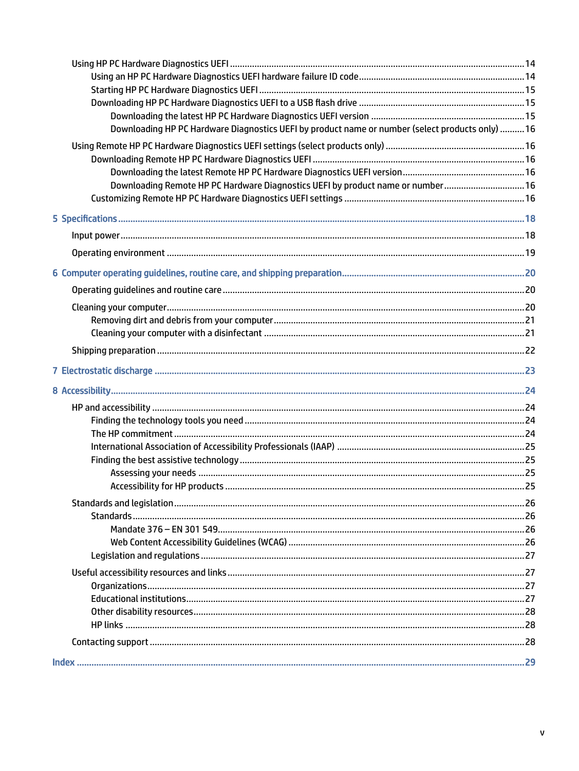Using HP PC Hardware Diagnostics UEFI ........................................................................................................ 14

- Using an HP PC Hardware Diagnostics UEFI hardware failure ID code .................................................. 14
- Starting HP PC Hardware Diagnostics UEFI ............................................................................................ 15
- Downloading HP PC Hardware Diagnostics UEFI to a USB flash drive .................................................. 15
  - Downloading the latest HP PC Hardware Diagnostics UEFI version ............................................. 15
  - Downloading HP PC Hardware Diagnostics UEFI by product name or number (select products only) .......... 16

Using Remote HP PC Hardware Diagnostics UEFI settings (select products only) ........................................ 16

- Downloading Remote HP PC Hardware Diagnostics UEFI ..................................................................... 16
  - Downloading the latest Remote HP PC Hardware Diagnostics UEFI version ................................. 16
  - Downloading Remote HP PC Hardware Diagnostics UEFI by product name or number ................. 16
- Customizing Remote HP PC Hardware Diagnostics UEFI settings ......................................................... 16

**5 Specifications** .................................................................................................................................... 18

Input power .................................................................................................................................................. 18

Operating environment ................................................................................................................................ 19

**6 Computer operating guidelines, routine care, and shipping preparation** .............................................. 20

Operating guidelines and routine care ......................................................................................................... 20

Cleaning your computer ............................................................................................................................... 20

- Removing dirt and debris from your computer ...................................................................................... 21
- Cleaning your computer with a disinfectant ......................................................................................... 21

Shipping preparation .................................................................................................................................... 22

**7 Electrostatic discharge** ....................................................................................................................... 23

**8 Accessibility** ....................................................................................................................................... 24

HP and accessibility ..................................................................................................................................... 24

- Finding the technology tools you need ................................................................................................. 24
- The HP commitment ............................................................................................................................. 24
- International Association of Accessibility Professionals (IAAP) ........................................................... 25
- Finding the best assistive technology .................................................................................................. 25
  - Assessing your needs ................................................................................................................... 25
  - Accessibility for HP products ........................................................................................................ 25

Standards and legislation ............................................................................................................................ 26

- Standards .............................................................................................................................................. 26
  - Mandate 376 – EN 301 549 ........................................................................................................... 26
  - Web Content Accessibility Guidelines (WCAG) ............................................................................. 26
- Legislation and regulations ................................................................................................................... 27

Useful accessibility resources and links ...................................................................................................... 27

- Organizations ........................................................................................................................................ 27
- Educational institutions ........................................................................................................................ 27
- Other disability resources ..................................................................................................................... 28
- HP links ................................................................................................................................................. 28

Contacting support ....................................................................................................................................... 28

**Index** .................................................................................................................................................... 29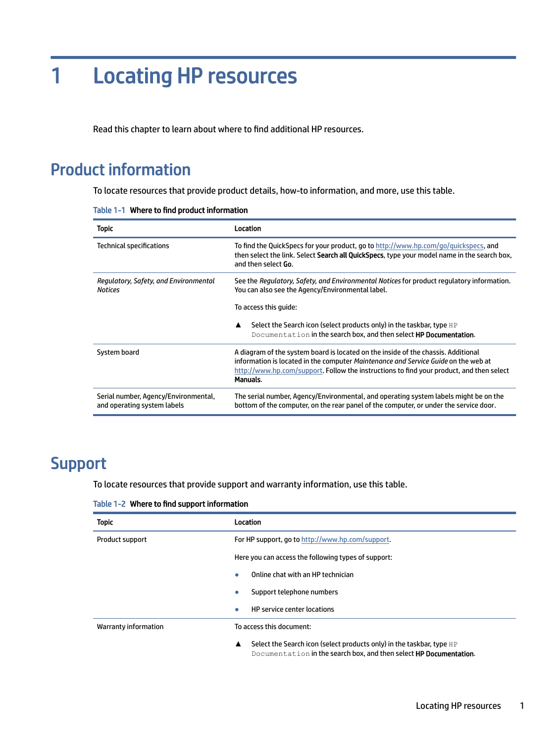# 1 Locating HP resources

Read this chapter to learn about where to find additional HP resources.

## Product information

To locate resources that provide product details, how-to information, and more, use this table.

**Table 1-1 Where to find product information**

| Topic | Location |
|---|---|
| Technical specifications | To find the QuickSpecs for your product, go to http://www.hp.com/go/quickspecs, and then select the link. Select **Search all QuickSpecs**, type your model name in the search box, and then select **Go**. |
| *Regulatory, Safety, and Environmental Notices* | See the *Regulatory, Safety, and Environmental Notices* for product regulatory information. You can also see the Agency/Environmental label.<br><br>To access this guide:<br><br>▲ Select the Search icon (select products only) in the taskbar, type `HP Documentation` in the search box, and then select **HP Documentation**. |
| System board | A diagram of the system board is located on the inside of the chassis. Additional information is located in the computer *Maintenance and Service Guide* on the web at http://www.hp.com/support. Follow the instructions to find your product, and then select **Manuals**. |
| Serial number, Agency/Environmental, and operating system labels | The serial number, Agency/Environmental, and operating system labels might be on the bottom of the computer, on the rear panel of the computer, or under the service door. |

## Support

To locate resources that provide support and warranty information, use this table.

**Table 1-2 Where to find support information**

| Topic | Location |
|---|---|
| Product support | For HP support, go to http://www.hp.com/support.<br><br>Here you can access the following types of support:<br><br>● Online chat with an HP technician<br><br>● Support telephone numbers<br><br>● HP service center locations |
| Warranty information | To access this document:<br><br>▲ Select the Search icon (select products only) in the taskbar, type `HP Documentation` in the search box, and then select **HP Documentation**. |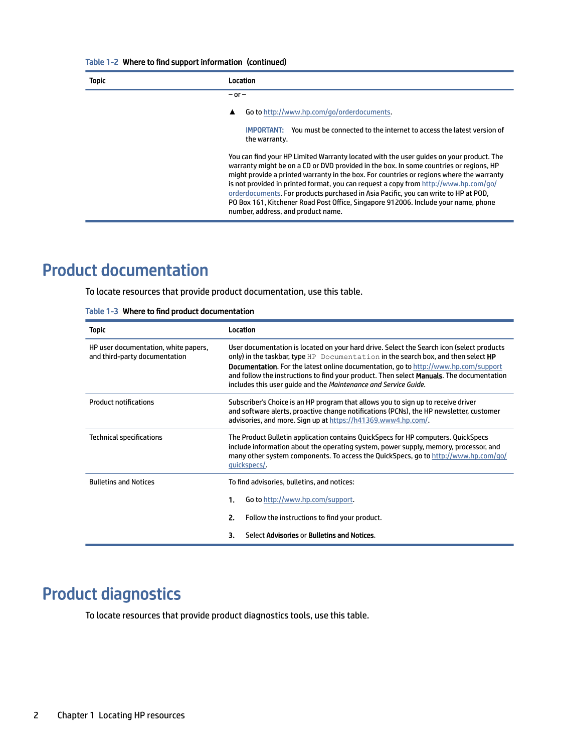**Table 1-2  Where to find support information (continued)**

| Topic | Location |
|---|---|
| | – or –<br><br>▲ Go to http://www.hp.com/go/orderdocuments.<br><br>**IMPORTANT:** You must be connected to the internet to access the latest version of the warranty.<br><br>You can find your HP Limited Warranty located with the user guides on your product. The warranty might be on a CD or DVD provided in the box. In some countries or regions, HP might provide a printed warranty in the box. For countries or regions where the warranty is not provided in printed format, you can request a copy from http://www.hp.com/go/orderdocuments. For products purchased in Asia Pacific, you can write to HP at POD, PO Box 161, Kitchener Road Post Office, Singapore 912006. Include your name, phone number, address, and product name. |

# Product documentation

To locate resources that provide product documentation, use this table.

**Table 1-3  Where to find product documentation**

| Topic | Location |
|---|---|
| HP user documentation, white papers, and third-party documentation | User documentation is located on your hard drive. Select the Search icon (select products only) in the taskbar, type `HP Documentation` in the search box, and then select **HP Documentation**. For the latest online documentation, go to http://www.hp.com/support and follow the instructions to find your product. Then select **Manuals**. The documentation includes this user guide and the *Maintenance and Service Guide*. |
| Product notifications | Subscriber's Choice is an HP program that allows you to sign up to receive driver and software alerts, proactive change notifications (PCNs), the HP newsletter, customer advisories, and more. Sign up at https://h41369.www4.hp.com/. |
| Technical specifications | The Product Bulletin application contains QuickSpecs for HP computers. QuickSpecs include information about the operating system, power supply, memory, processor, and many other system components. To access the QuickSpecs, go to http://www.hp.com/go/quickspecs/. |
| Bulletins and Notices | To find advisories, bulletins, and notices:<br><br>1. Go to http://www.hp.com/support.<br><br>2. Follow the instructions to find your product.<br><br>3. Select **Advisories** or **Bulletins and Notices**. |

# Product diagnostics

To locate resources that provide product diagnostics tools, use this table.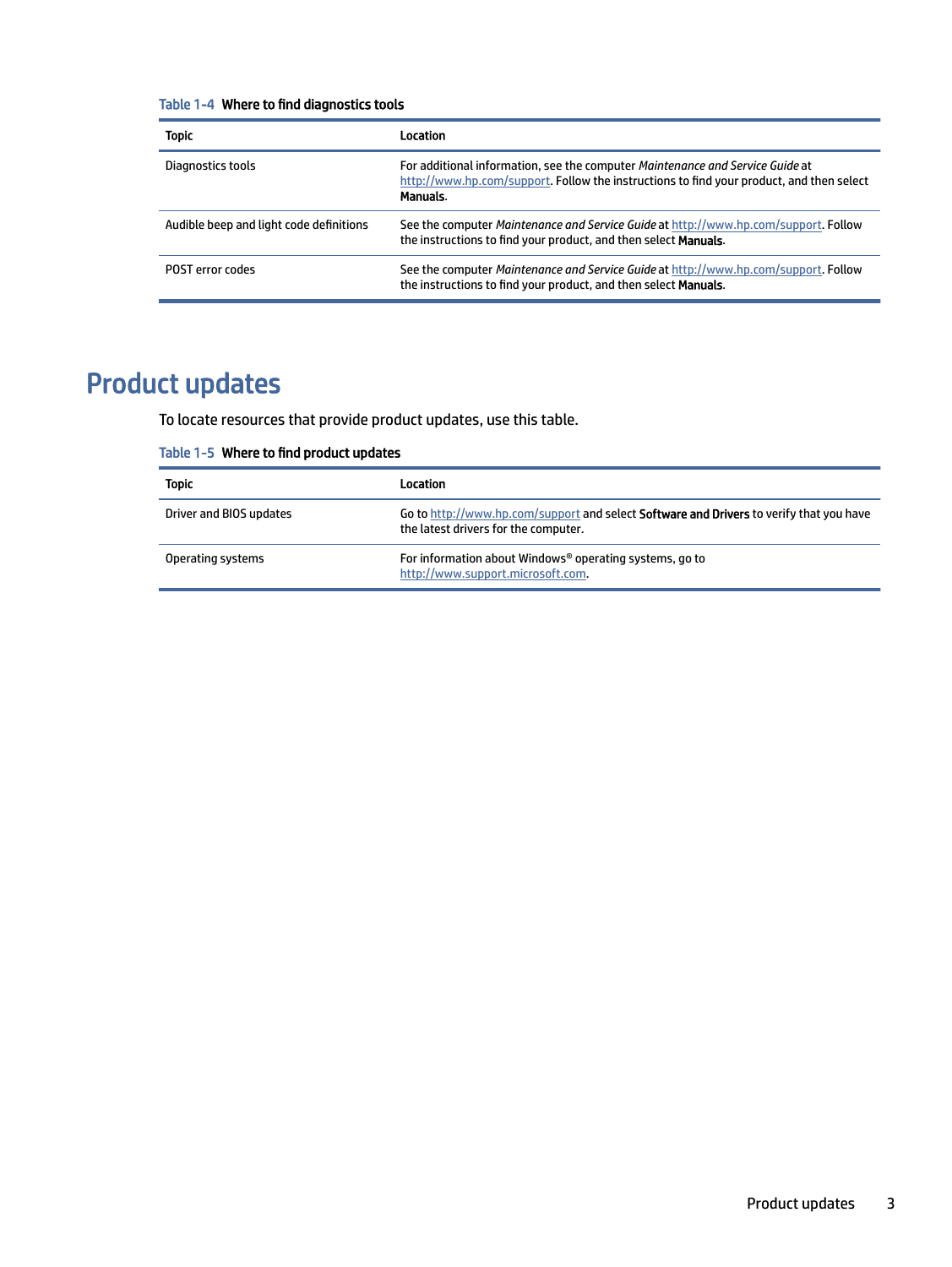**Table 1-4 Where to find diagnostics tools**

| Topic | Location |
| --- | --- |
| Diagnostics tools | For additional information, see the computer *Maintenance and Service Guide* at http://www.hp.com/support. Follow the instructions to find your product, and then select **Manuals**. |
| Audible beep and light code definitions | See the computer *Maintenance and Service Guide* at http://www.hp.com/support. Follow the instructions to find your product, and then select **Manuals**. |
| POST error codes | See the computer *Maintenance and Service Guide* at http://www.hp.com/support. Follow the instructions to find your product, and then select **Manuals**. |

# Product updates

To locate resources that provide product updates, use this table.

**Table 1-5 Where to find product updates**

| Topic | Location |
| --- | --- |
| Driver and BIOS updates | Go to http://www.hp.com/support and select **Software and Drivers** to verify that you have the latest drivers for the computer. |
| Operating systems | For information about Windows® operating systems, go to http://www.support.microsoft.com. |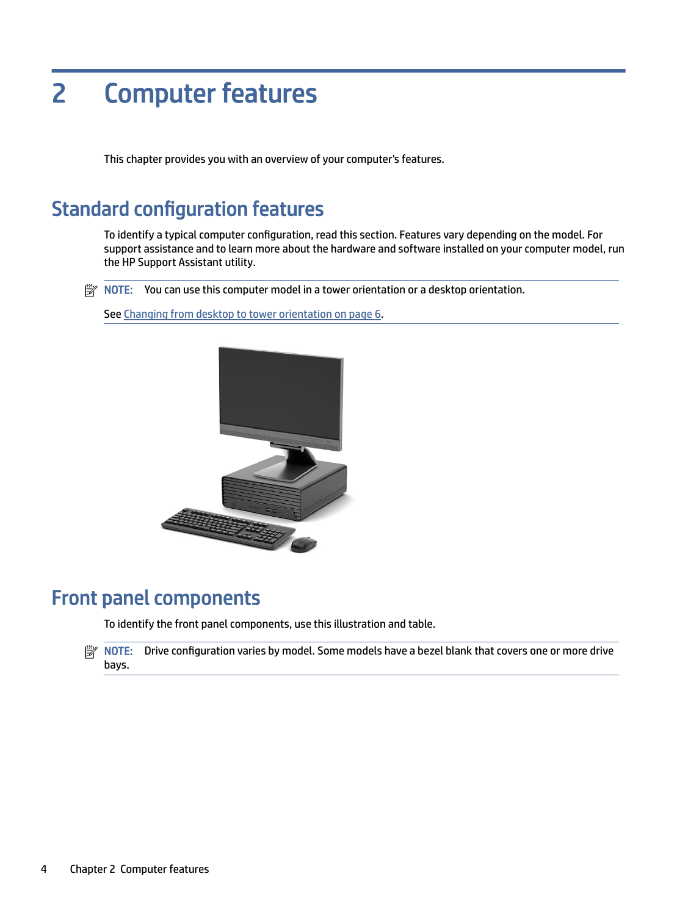# 2 Computer features

This chapter provides you with an overview of your computer's features.

## Standard configuration features

To identify a typical computer configuration, read this section. Features vary depending on the model. For support assistance and to learn more about the hardware and software installed on your computer model, run the HP Support Assistant utility.

**NOTE:** You can use this computer model in a tower orientation or a desktop orientation.

See Changing from desktop to tower orientation on page 6.

## Front panel components

To identify the front panel components, use this illustration and table.

**NOTE:** Drive configuration varies by model. Some models have a bezel blank that covers one or more drive bays.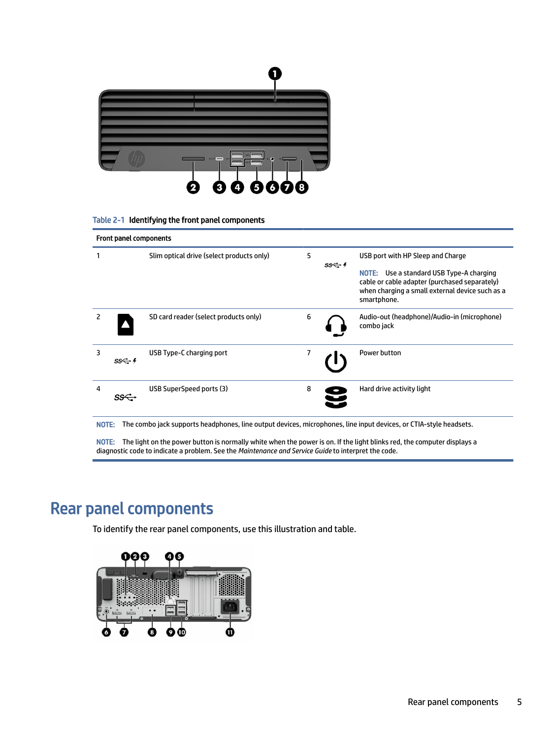**Table 2-1  Identifying the front panel components**

| Front panel components | | | | | |
|---|---|---|---|---|---|
| 1 | | Slim optical drive (select products only) | 5 | | USB port with HP Sleep and Charge<br><br>NOTE: Use a standard USB Type-A charging cable or cable adapter (purchased separately) when charging a small external device such as a smartphone. |
| 2 | | SD card reader (select products only) | 6 | | Audio-out (headphone)/Audio-in (microphone) combo jack |
| 3 | | USB Type-C charging port | 7 | | Power button |
| 4 | | USB SuperSpeed ports (3) | 8 | | Hard drive activity light |

NOTE: The combo jack supports headphones, line output devices, microphones, line input devices, or CTIA-style headsets.

NOTE: The light on the power button is normally white when the power is on. If the light blinks red, the computer displays a diagnostic code to indicate a problem. See the *Maintenance and Service Guide* to interpret the code.

## Rear panel components

To identify the rear panel components, use this illustration and table.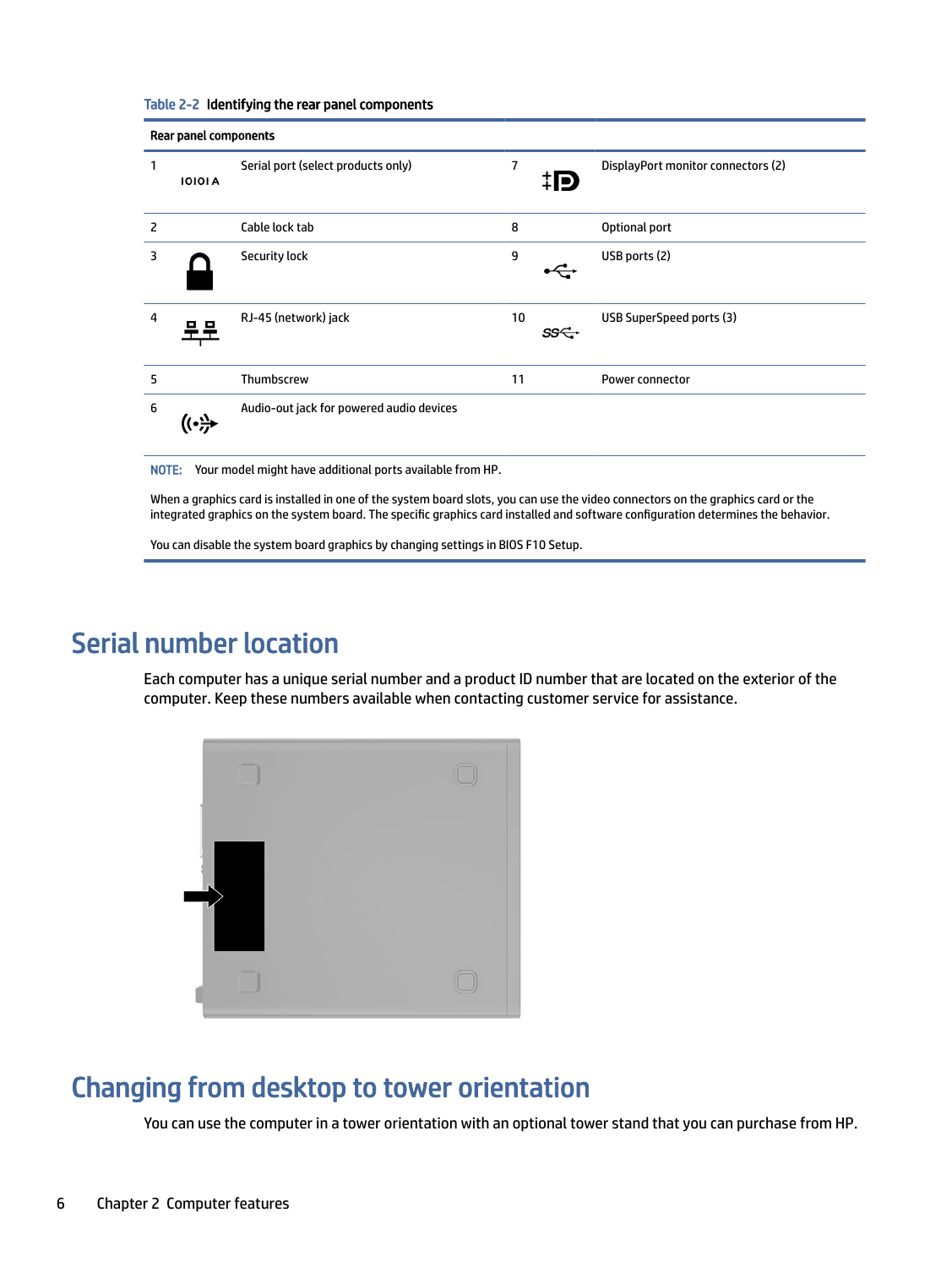Table 2-2 Identifying the rear panel components

| Rear panel components | | | | | |
|---|---|---|---|---|---|
| 1 | IOIOI A | Serial port (select products only) | 7 | | DisplayPort monitor connectors (2) |
| 2 | | Cable lock tab | 8 | | Optional port |
| 3 | | Security lock | 9 | | USB ports (2) |
| 4 | | RJ-45 (network) jack | 10 | | USB SuperSpeed ports (3) |
| 5 | | Thumbscrew | 11 | | Power connector |
| 6 | | Audio-out jack for powered audio devices | | | |

**NOTE:** Your model might have additional ports available from HP.

When a graphics card is installed in one of the system board slots, you can use the video connectors on the graphics card or the integrated graphics on the system board. The specific graphics card installed and software configuration determines the behavior.

You can disable the system board graphics by changing settings in BIOS F10 Setup.

# Serial number location

Each computer has a unique serial number and a product ID number that are located on the exterior of the computer. Keep these numbers available when contacting customer service for assistance.

# Changing from desktop to tower orientation

You can use the computer in a tower orientation with an optional tower stand that you can purchase from HP.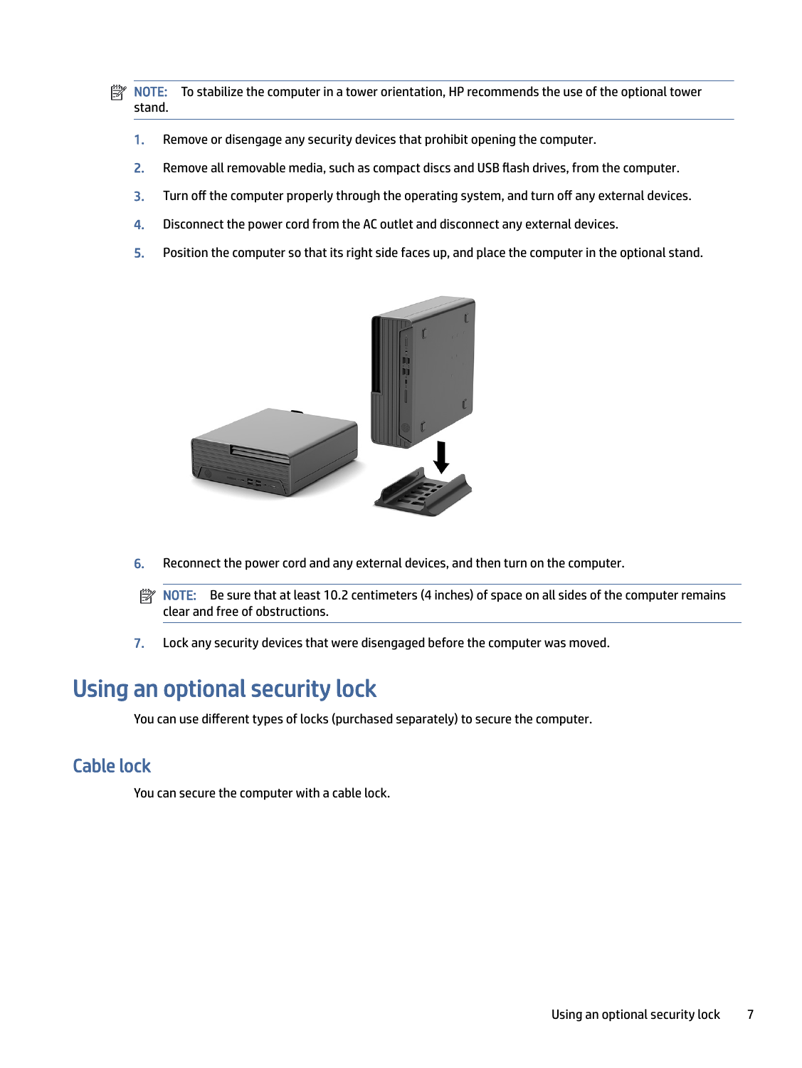**NOTE:** To stabilize the computer in a tower orientation, HP recommends the use of the optional tower stand.

1. Remove or disengage any security devices that prohibit opening the computer.
2. Remove all removable media, such as compact discs and USB flash drives, from the computer.
3. Turn off the computer properly through the operating system, and turn off any external devices.
4. Disconnect the power cord from the AC outlet and disconnect any external devices.
5. Position the computer so that its right side faces up, and place the computer in the optional stand.
6. Reconnect the power cord and any external devices, and then turn on the computer.

   **NOTE:** Be sure that at least 10.2 centimeters (4 inches) of space on all sides of the computer remains clear and free of obstructions.

7. Lock any security devices that were disengaged before the computer was moved.

# Using an optional security lock

You can use different types of locks (purchased separately) to secure the computer.

## Cable lock

You can secure the computer with a cable lock.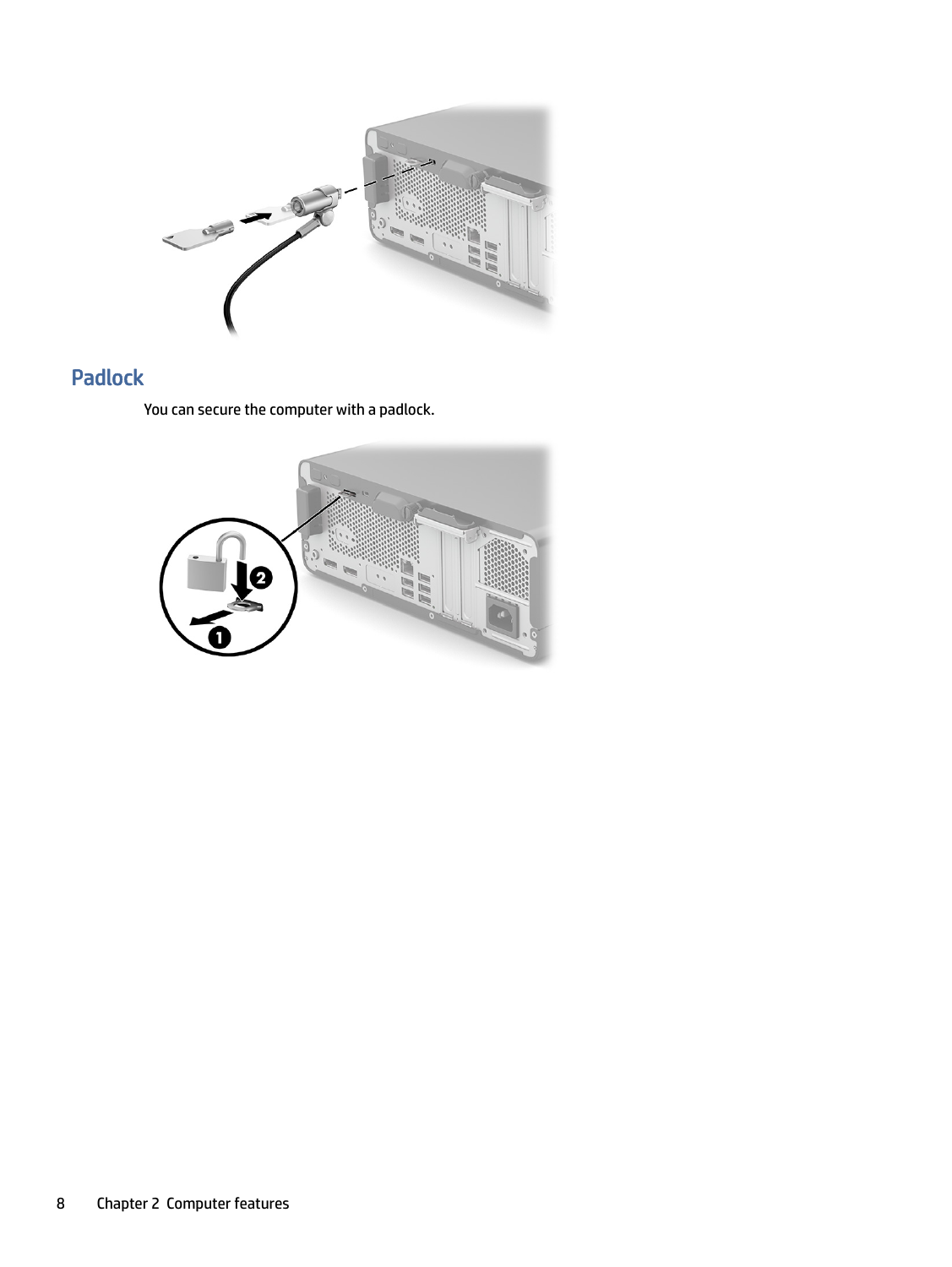## Padlock

You can secure the computer with a padlock.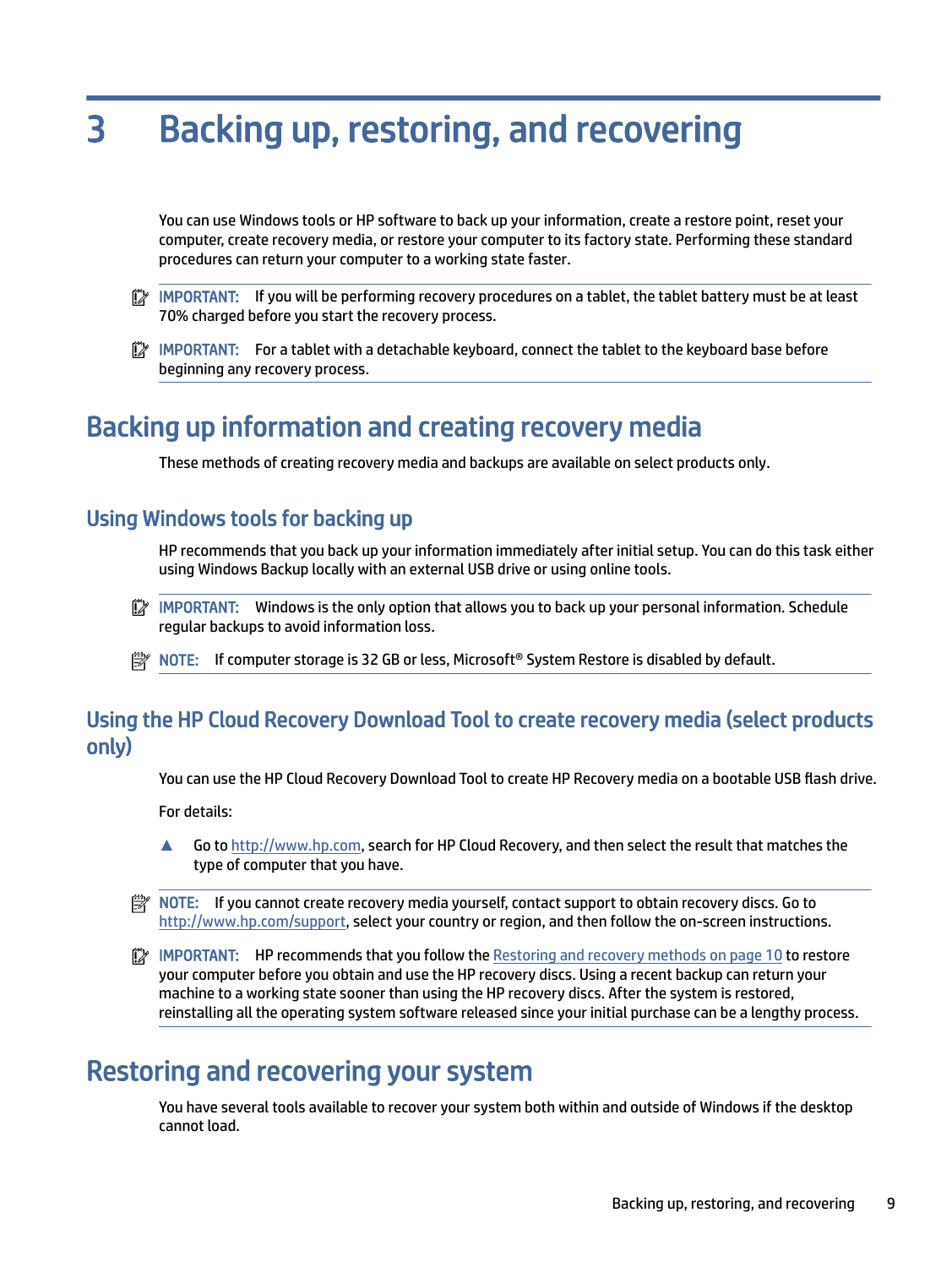# 3 Backing up, restoring, and recovering

You can use Windows tools or HP software to back up your information, create a restore point, reset your computer, create recovery media, or restore your computer to its factory state. Performing these standard procedures can return your computer to a working state faster.

**IMPORTANT:** If you will be performing recovery procedures on a tablet, the tablet battery must be at least 70% charged before you start the recovery process.

**IMPORTANT:** For a tablet with a detachable keyboard, connect the tablet to the keyboard base before beginning any recovery process.

## Backing up information and creating recovery media

These methods of creating recovery media and backups are available on select products only.

### Using Windows tools for backing up

HP recommends that you back up your information immediately after initial setup. You can do this task either using Windows Backup locally with an external USB drive or using online tools.

**IMPORTANT:** Windows is the only option that allows you to back up your personal information. Schedule regular backups to avoid information loss.

**NOTE:** If computer storage is 32 GB or less, Microsoft® System Restore is disabled by default.

### Using the HP Cloud Recovery Download Tool to create recovery media (select products only)

You can use the HP Cloud Recovery Download Tool to create HP Recovery media on a bootable USB flash drive.

For details:

▲ Go to http://www.hp.com, search for HP Cloud Recovery, and then select the result that matches the type of computer that you have.

**NOTE:** If you cannot create recovery media yourself, contact support to obtain recovery discs. Go to http://www.hp.com/support, select your country or region, and then follow the on-screen instructions.

**IMPORTANT:** HP recommends that you follow the Restoring and recovery methods on page 10 to restore your computer before you obtain and use the HP recovery discs. Using a recent backup can return your machine to a working state sooner than using the HP recovery discs. After the system is restored, reinstalling all the operating system software released since your initial purchase can be a lengthy process.

## Restoring and recovering your system

You have several tools available to recover your system both within and outside of Windows if the desktop cannot load.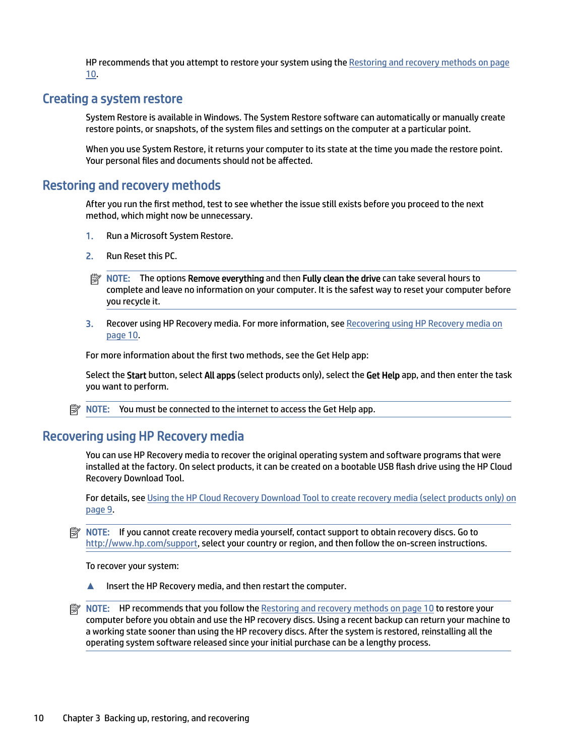HP recommends that you attempt to restore your system using the Restoring and recovery methods on page 10.

## Creating a system restore

System Restore is available in Windows. The System Restore software can automatically or manually create restore points, or snapshots, of the system files and settings on the computer at a particular point.

When you use System Restore, it returns your computer to its state at the time you made the restore point. Your personal files and documents should not be affected.

## Restoring and recovery methods

After you run the first method, test to see whether the issue still exists before you proceed to the next method, which might now be unnecessary.

1. Run a Microsoft System Restore.
2. Run Reset this PC.

   **NOTE:** The options **Remove everything** and then **Fully clean the drive** can take several hours to complete and leave no information on your computer. It is the safest way to reset your computer before you recycle it.

3. Recover using HP Recovery media. For more information, see Recovering using HP Recovery media on page 10.

For more information about the first two methods, see the Get Help app:

Select the **Start** button, select **All apps** (select products only), select the **Get Help** app, and then enter the task you want to perform.

**NOTE:** You must be connected to the internet to access the Get Help app.

## Recovering using HP Recovery media

You can use HP Recovery media to recover the original operating system and software programs that were installed at the factory. On select products, it can be created on a bootable USB flash drive using the HP Cloud Recovery Download Tool.

For details, see Using the HP Cloud Recovery Download Tool to create recovery media (select products only) on page 9.

**NOTE:** If you cannot create recovery media yourself, contact support to obtain recovery discs. Go to http://www.hp.com/support, select your country or region, and then follow the on-screen instructions.

To recover your system:

▲ Insert the HP Recovery media, and then restart the computer.

**NOTE:** HP recommends that you follow the Restoring and recovery methods on page 10 to restore your computer before you obtain and use the HP recovery discs. Using a recent backup can return your machine to a working state sooner than using the HP recovery discs. After the system is restored, reinstalling all the operating system software released since your initial purchase can be a lengthy process.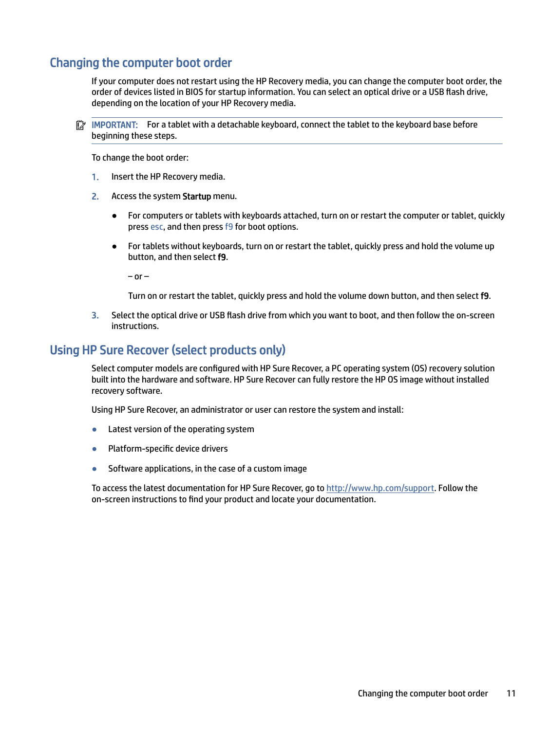## Changing the computer boot order

If your computer does not restart using the HP Recovery media, you can change the computer boot order, the order of devices listed in BIOS for startup information. You can select an optical drive or a USB flash drive, depending on the location of your HP Recovery media.

**IMPORTANT:** For a tablet with a detachable keyboard, connect the tablet to the keyboard base before beginning these steps.

To change the boot order:

1. Insert the HP Recovery media.
2. Access the system **Startup** menu.
   - For computers or tablets with keyboards attached, turn on or restart the computer or tablet, quickly press esc, and then press f9 for boot options.
   - For tablets without keyboards, turn on or restart the tablet, quickly press and hold the volume up button, and then select **f9**.

     – or –

     Turn on or restart the tablet, quickly press and hold the volume down button, and then select **f9**.
3. Select the optical drive or USB flash drive from which you want to boot, and then follow the on-screen instructions.

## Using HP Sure Recover (select products only)

Select computer models are configured with HP Sure Recover, a PC operating system (OS) recovery solution built into the hardware and software. HP Sure Recover can fully restore the HP OS image without installed recovery software.

Using HP Sure Recover, an administrator or user can restore the system and install:

- Latest version of the operating system
- Platform-specific device drivers
- Software applications, in the case of a custom image

To access the latest documentation for HP Sure Recover, go to http://www.hp.com/support. Follow the on-screen instructions to find your product and locate your documentation.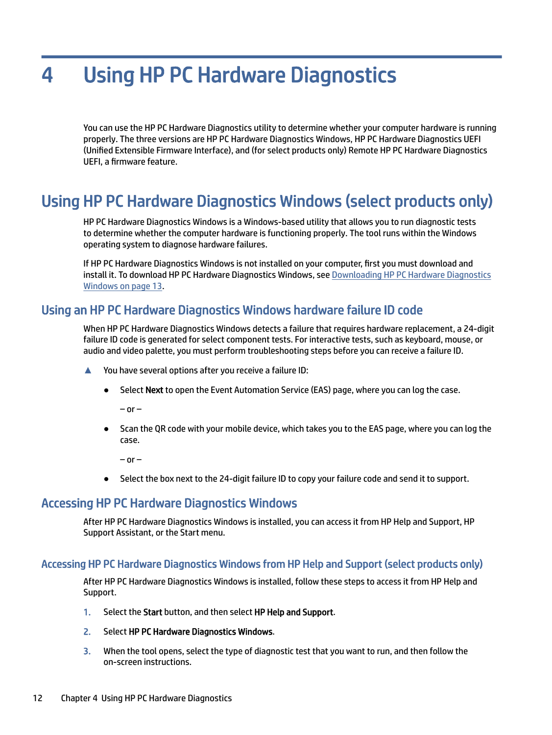# 4 Using HP PC Hardware Diagnostics

You can use the HP PC Hardware Diagnostics utility to determine whether your computer hardware is running properly. The three versions are HP PC Hardware Diagnostics Windows, HP PC Hardware Diagnostics UEFI (Unified Extensible Firmware Interface), and (for select products only) Remote HP PC Hardware Diagnostics UEFI, a firmware feature.

## Using HP PC Hardware Diagnostics Windows (select products only)

HP PC Hardware Diagnostics Windows is a Windows-based utility that allows you to run diagnostic tests to determine whether the computer hardware is functioning properly. The tool runs within the Windows operating system to diagnose hardware failures.

If HP PC Hardware Diagnostics Windows is not installed on your computer, first you must download and install it. To download HP PC Hardware Diagnostics Windows, see Downloading HP PC Hardware Diagnostics Windows on page 13.

### Using an HP PC Hardware Diagnostics Windows hardware failure ID code

When HP PC Hardware Diagnostics Windows detects a failure that requires hardware replacement, a 24-digit failure ID code is generated for select component tests. For interactive tests, such as keyboard, mouse, or audio and video palette, you must perform troubleshooting steps before you can receive a failure ID.

▲ You have several options after you receive a failure ID:

- Select **Next** to open the Event Automation Service (EAS) page, where you can log the case.

  – or –

- Scan the QR code with your mobile device, which takes you to the EAS page, where you can log the case.

  – or –

- Select the box next to the 24-digit failure ID to copy your failure code and send it to support.

### Accessing HP PC Hardware Diagnostics Windows

After HP PC Hardware Diagnostics Windows is installed, you can access it from HP Help and Support, HP Support Assistant, or the Start menu.

#### Accessing HP PC Hardware Diagnostics Windows from HP Help and Support (select products only)

After HP PC Hardware Diagnostics Windows is installed, follow these steps to access it from HP Help and Support.

1. Select the **Start** button, and then select **HP Help and Support**.
2. Select **HP PC Hardware Diagnostics Windows**.
3. When the tool opens, select the type of diagnostic test that you want to run, and then follow the on-screen instructions.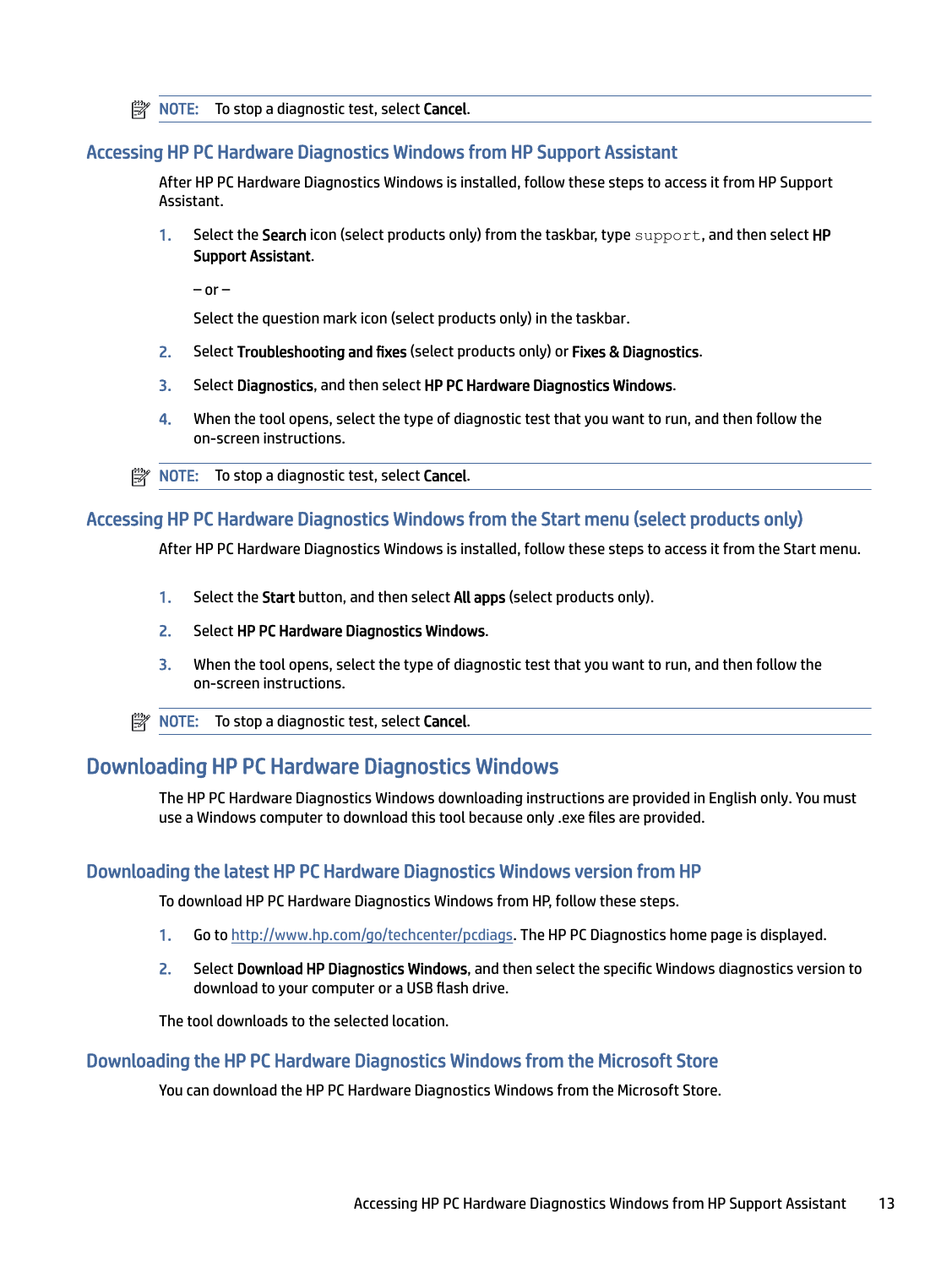**NOTE:** To stop a diagnostic test, select **Cancel**.

### Accessing HP PC Hardware Diagnostics Windows from HP Support Assistant

After HP PC Hardware Diagnostics Windows is installed, follow these steps to access it from HP Support Assistant.

1. Select the **Search** icon (select products only) from the taskbar, type `support`, and then select **HP Support Assistant**.

   – or –

   Select the question mark icon (select products only) in the taskbar.

2. Select **Troubleshooting and fixes** (select products only) or **Fixes & Diagnostics**.
3. Select **Diagnostics**, and then select **HP PC Hardware Diagnostics Windows**.
4. When the tool opens, select the type of diagnostic test that you want to run, and then follow the on-screen instructions.

**NOTE:** To stop a diagnostic test, select **Cancel**.

### Accessing HP PC Hardware Diagnostics Windows from the Start menu (select products only)

After HP PC Hardware Diagnostics Windows is installed, follow these steps to access it from the Start menu.

1. Select the **Start** button, and then select **All apps** (select products only).
2. Select **HP PC Hardware Diagnostics Windows**.
3. When the tool opens, select the type of diagnostic test that you want to run, and then follow the on-screen instructions.

**NOTE:** To stop a diagnostic test, select **Cancel**.

## Downloading HP PC Hardware Diagnostics Windows

The HP PC Hardware Diagnostics Windows downloading instructions are provided in English only. You must use a Windows computer to download this tool because only .exe files are provided.

### Downloading the latest HP PC Hardware Diagnostics Windows version from HP

To download HP PC Hardware Diagnostics Windows from HP, follow these steps.

1. Go to http://www.hp.com/go/techcenter/pcdiags. The HP PC Diagnostics home page is displayed.
2. Select **Download HP Diagnostics Windows**, and then select the specific Windows diagnostics version to download to your computer or a USB flash drive.

The tool downloads to the selected location.

### Downloading the HP PC Hardware Diagnostics Windows from the Microsoft Store

You can download the HP PC Hardware Diagnostics Windows from the Microsoft Store.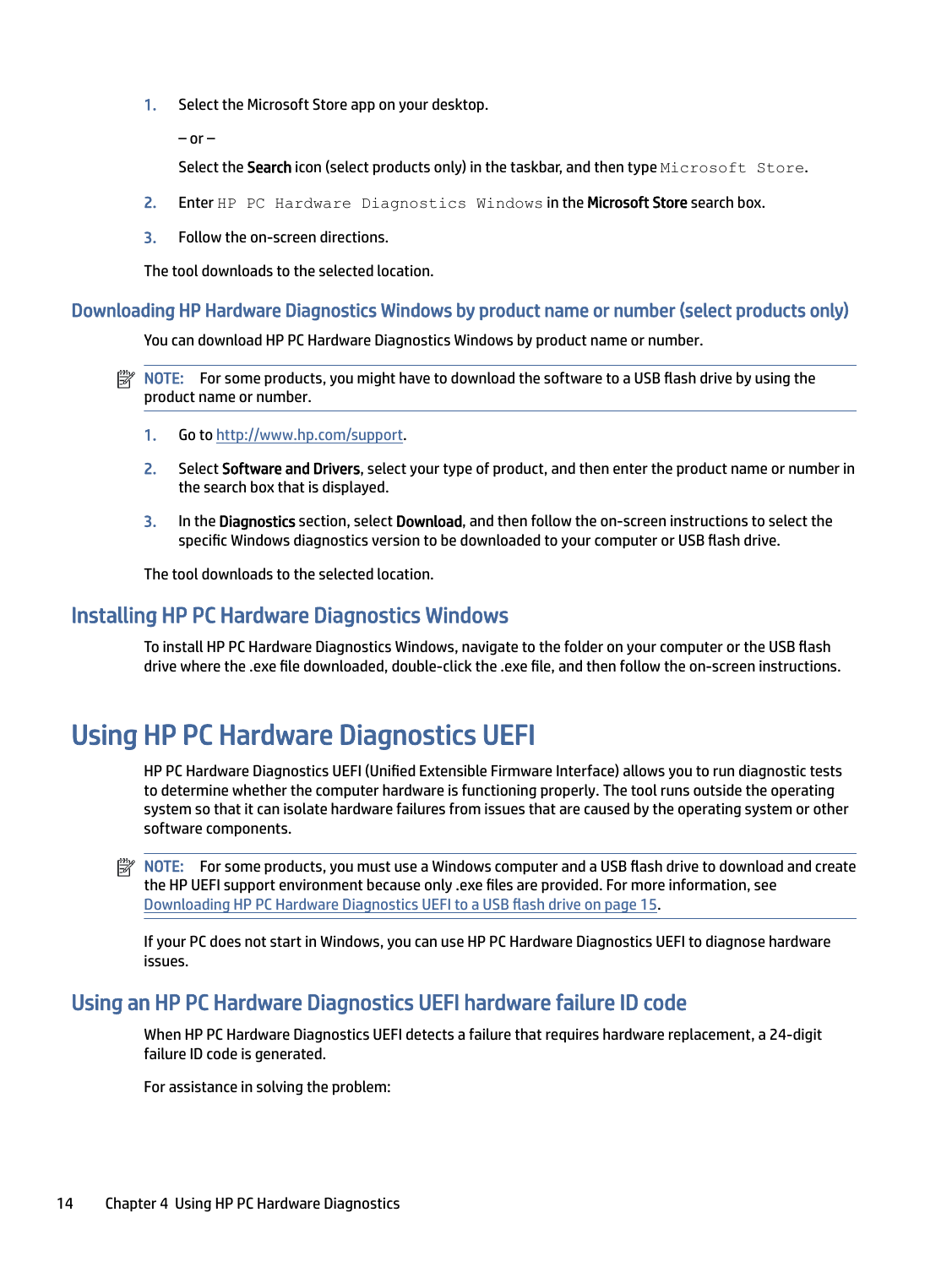1. Select the Microsoft Store app on your desktop.

   – or –

   Select the **Search** icon (select products only) in the taskbar, and then type `Microsoft Store`.

2. Enter `HP PC Hardware Diagnostics Windows` in the **Microsoft Store** search box.

3. Follow the on-screen directions.

The tool downloads to the selected location.

## Downloading HP Hardware Diagnostics Windows by product name or number (select products only)

You can download HP PC Hardware Diagnostics Windows by product name or number.

**NOTE:** For some products, you might have to download the software to a USB flash drive by using the product name or number.

1. Go to http://www.hp.com/support.

2. Select **Software and Drivers**, select your type of product, and then enter the product name or number in the search box that is displayed.

3. In the **Diagnostics** section, select **Download**, and then follow the on-screen instructions to select the specific Windows diagnostics version to be downloaded to your computer or USB flash drive.

The tool downloads to the selected location.

## Installing HP PC Hardware Diagnostics Windows

To install HP PC Hardware Diagnostics Windows, navigate to the folder on your computer or the USB flash drive where the .exe file downloaded, double-click the .exe file, and then follow the on-screen instructions.

# Using HP PC Hardware Diagnostics UEFI

HP PC Hardware Diagnostics UEFI (Unified Extensible Firmware Interface) allows you to run diagnostic tests to determine whether the computer hardware is functioning properly. The tool runs outside the operating system so that it can isolate hardware failures from issues that are caused by the operating system or other software components.

**NOTE:** For some products, you must use a Windows computer and a USB flash drive to download and create the HP UEFI support environment because only .exe files are provided. For more information, see Downloading HP PC Hardware Diagnostics UEFI to a USB flash drive on page 15.

If your PC does not start in Windows, you can use HP PC Hardware Diagnostics UEFI to diagnose hardware issues.

## Using an HP PC Hardware Diagnostics UEFI hardware failure ID code

When HP PC Hardware Diagnostics UEFI detects a failure that requires hardware replacement, a 24-digit failure ID code is generated.

For assistance in solving the problem: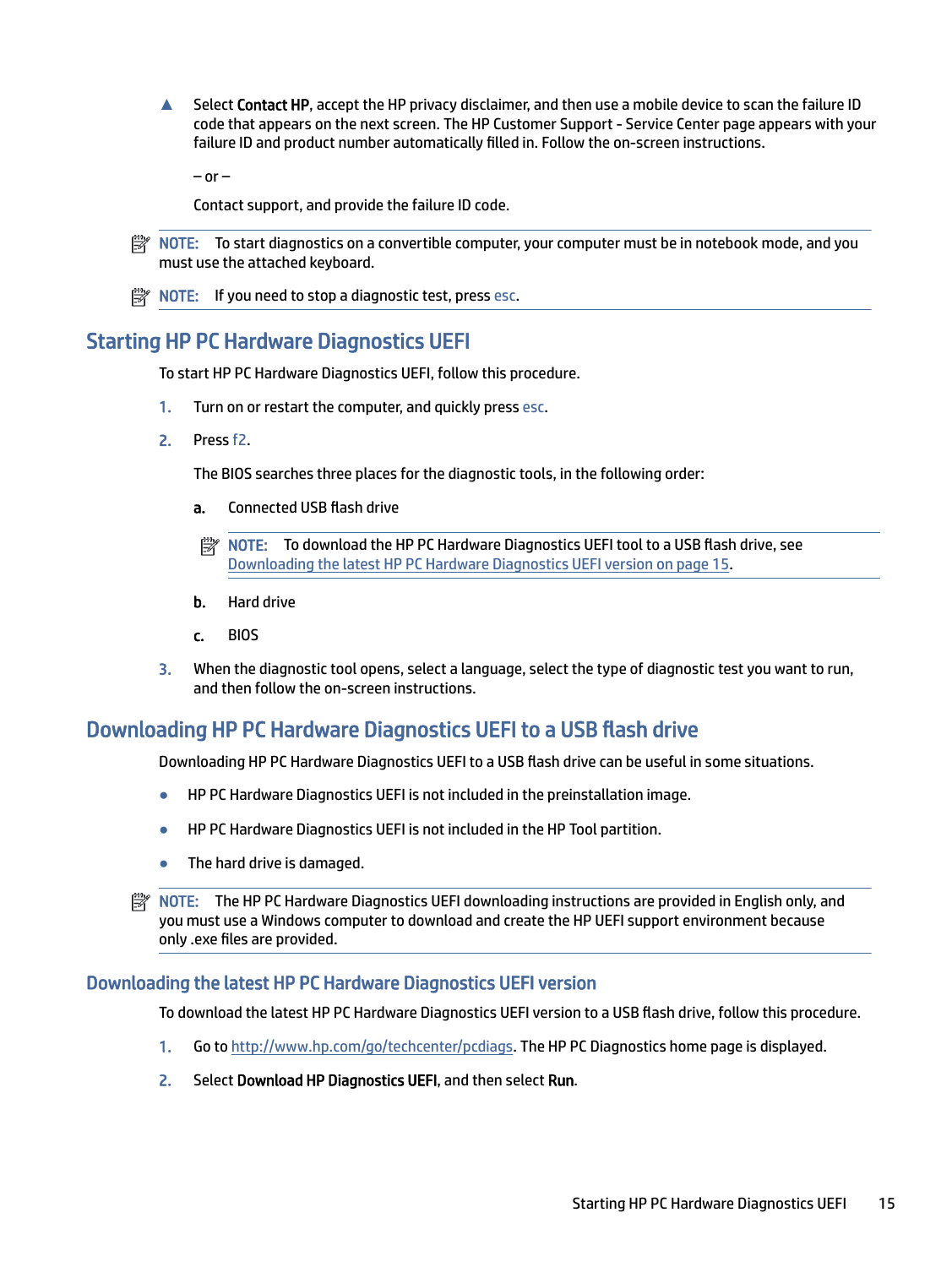▲ Select **Contact HP**, accept the HP privacy disclaimer, and then use a mobile device to scan the failure ID code that appears on the next screen. The HP Customer Support - Service Center page appears with your failure ID and product number automatically filled in. Follow the on-screen instructions.

– or –

Contact support, and provide the failure ID code.

> **NOTE:** To start diagnostics on a convertible computer, your computer must be in notebook mode, and you must use the attached keyboard.

> **NOTE:** If you need to stop a diagnostic test, press esc.

## Starting HP PC Hardware Diagnostics UEFI

To start HP PC Hardware Diagnostics UEFI, follow this procedure.

1. Turn on or restart the computer, and quickly press esc.
2. Press f2.

   The BIOS searches three places for the diagnostic tools, in the following order:

   a. Connected USB flash drive

   > **NOTE:** To download the HP PC Hardware Diagnostics UEFI tool to a USB flash drive, see Downloading the latest HP PC Hardware Diagnostics UEFI version on page 15.

   b. Hard drive

   c. BIOS

3. When the diagnostic tool opens, select a language, select the type of diagnostic test you want to run, and then follow the on-screen instructions.

## Downloading HP PC Hardware Diagnostics UEFI to a USB flash drive

Downloading HP PC Hardware Diagnostics UEFI to a USB flash drive can be useful in some situations.

- HP PC Hardware Diagnostics UEFI is not included in the preinstallation image.
- HP PC Hardware Diagnostics UEFI is not included in the HP Tool partition.
- The hard drive is damaged.

> **NOTE:** The HP PC Hardware Diagnostics UEFI downloading instructions are provided in English only, and you must use a Windows computer to download and create the HP UEFI support environment because only .exe files are provided.

### Downloading the latest HP PC Hardware Diagnostics UEFI version

To download the latest HP PC Hardware Diagnostics UEFI version to a USB flash drive, follow this procedure.

1. Go to http://www.hp.com/go/techcenter/pcdiags. The HP PC Diagnostics home page is displayed.
2. Select **Download HP Diagnostics UEFI**, and then select **Run**.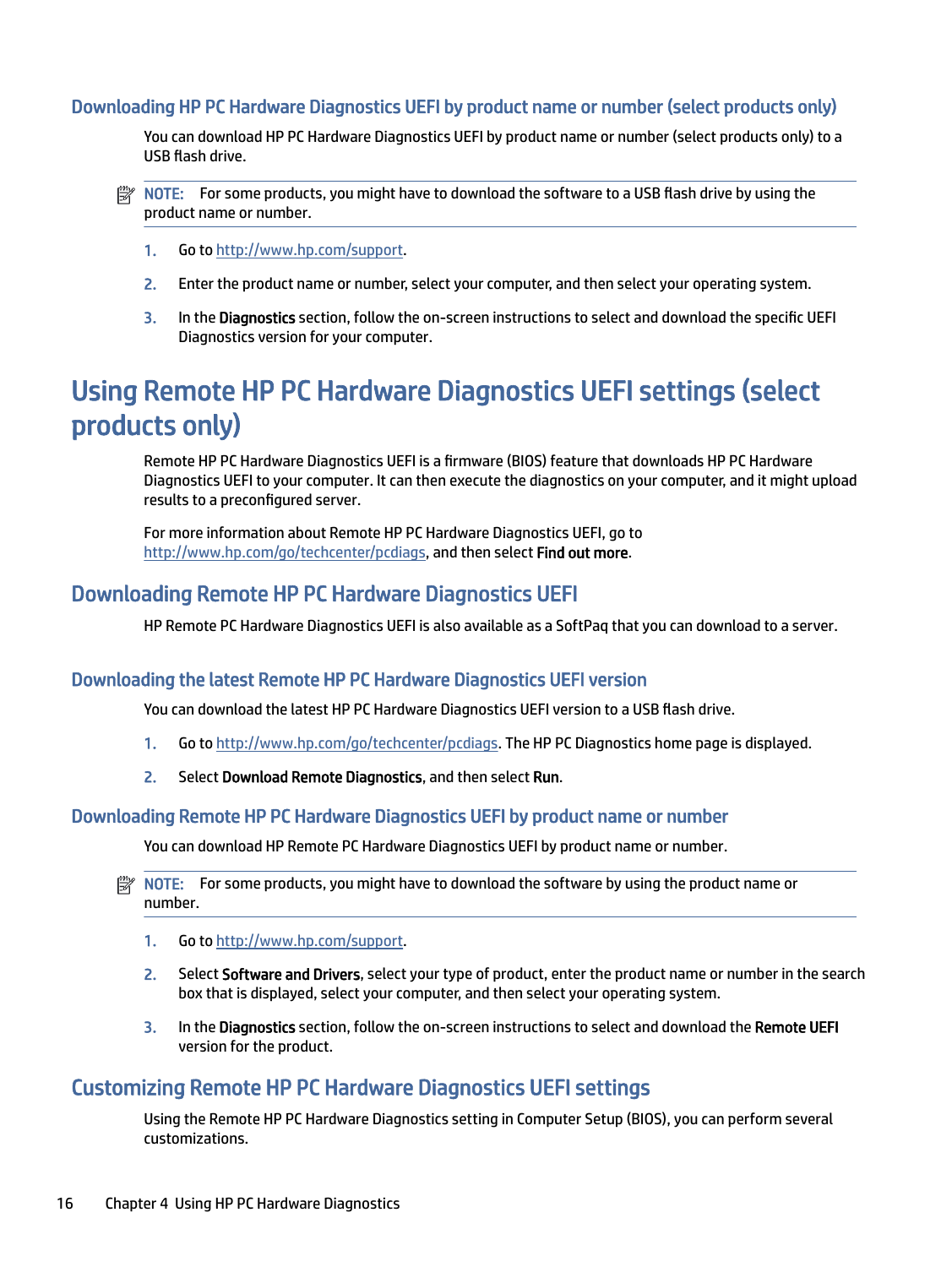### Downloading HP PC Hardware Diagnostics UEFI by product name or number (select products only)

You can download HP PC Hardware Diagnostics UEFI by product name or number (select products only) to a USB flash drive.

**NOTE:** For some products, you might have to download the software to a USB flash drive by using the product name or number.

1. Go to http://www.hp.com/support.
2. Enter the product name or number, select your computer, and then select your operating system.
3. In the **Diagnostics** section, follow the on-screen instructions to select and download the specific UEFI Diagnostics version for your computer.

# Using Remote HP PC Hardware Diagnostics UEFI settings (select products only)

Remote HP PC Hardware Diagnostics UEFI is a firmware (BIOS) feature that downloads HP PC Hardware Diagnostics UEFI to your computer. It can then execute the diagnostics on your computer, and it might upload results to a preconfigured server.

For more information about Remote HP PC Hardware Diagnostics UEFI, go to http://www.hp.com/go/techcenter/pcdiags, and then select **Find out more**.

## Downloading Remote HP PC Hardware Diagnostics UEFI

HP Remote PC Hardware Diagnostics UEFI is also available as a SoftPaq that you can download to a server.

### Downloading the latest Remote HP PC Hardware Diagnostics UEFI version

You can download the latest HP PC Hardware Diagnostics UEFI version to a USB flash drive.

1. Go to http://www.hp.com/go/techcenter/pcdiags. The HP PC Diagnostics home page is displayed.
2. Select **Download Remote Diagnostics**, and then select **Run**.

### Downloading Remote HP PC Hardware Diagnostics UEFI by product name or number

You can download HP Remote PC Hardware Diagnostics UEFI by product name or number.

**NOTE:** For some products, you might have to download the software by using the product name or number.

1. Go to http://www.hp.com/support.
2. Select **Software and Drivers**, select your type of product, enter the product name or number in the search box that is displayed, select your computer, and then select your operating system.
3. In the **Diagnostics** section, follow the on-screen instructions to select and download the **Remote UEFI** version for the product.

## Customizing Remote HP PC Hardware Diagnostics UEFI settings

Using the Remote HP PC Hardware Diagnostics setting in Computer Setup (BIOS), you can perform several customizations.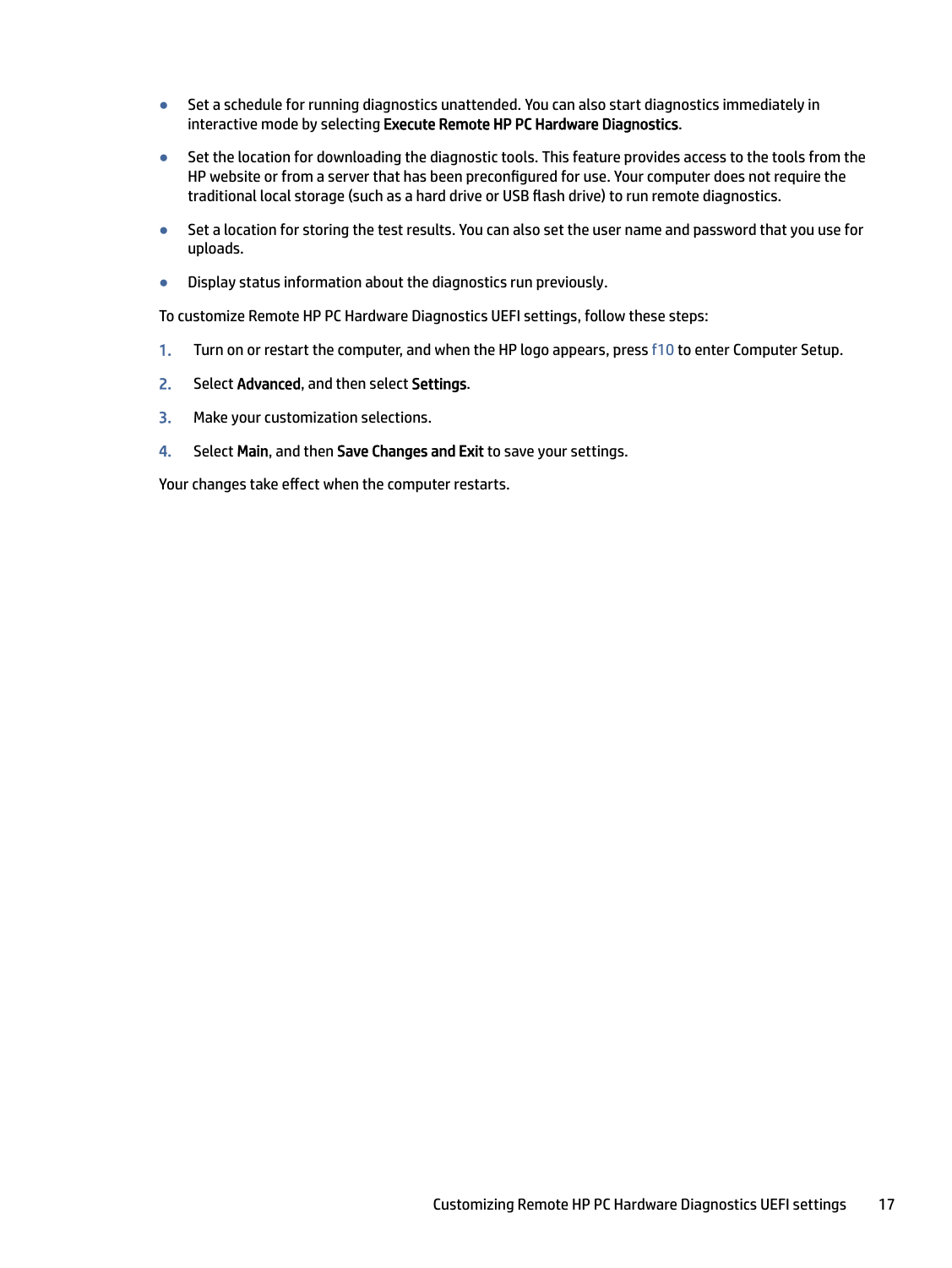- Set a schedule for running diagnostics unattended. You can also start diagnostics immediately in interactive mode by selecting **Execute Remote HP PC Hardware Diagnostics**.
- Set the location for downloading the diagnostic tools. This feature provides access to the tools from the HP website or from a server that has been preconfigured for use. Your computer does not require the traditional local storage (such as a hard drive or USB flash drive) to run remote diagnostics.
- Set a location for storing the test results. You can also set the user name and password that you use for uploads.
- Display status information about the diagnostics run previously.

To customize Remote HP PC Hardware Diagnostics UEFI settings, follow these steps:

1. Turn on or restart the computer, and when the HP logo appears, press f10 to enter Computer Setup.
2. Select **Advanced**, and then select **Settings**.
3. Make your customization selections.
4. Select **Main**, and then **Save Changes and Exit** to save your settings.

Your changes take effect when the computer restarts.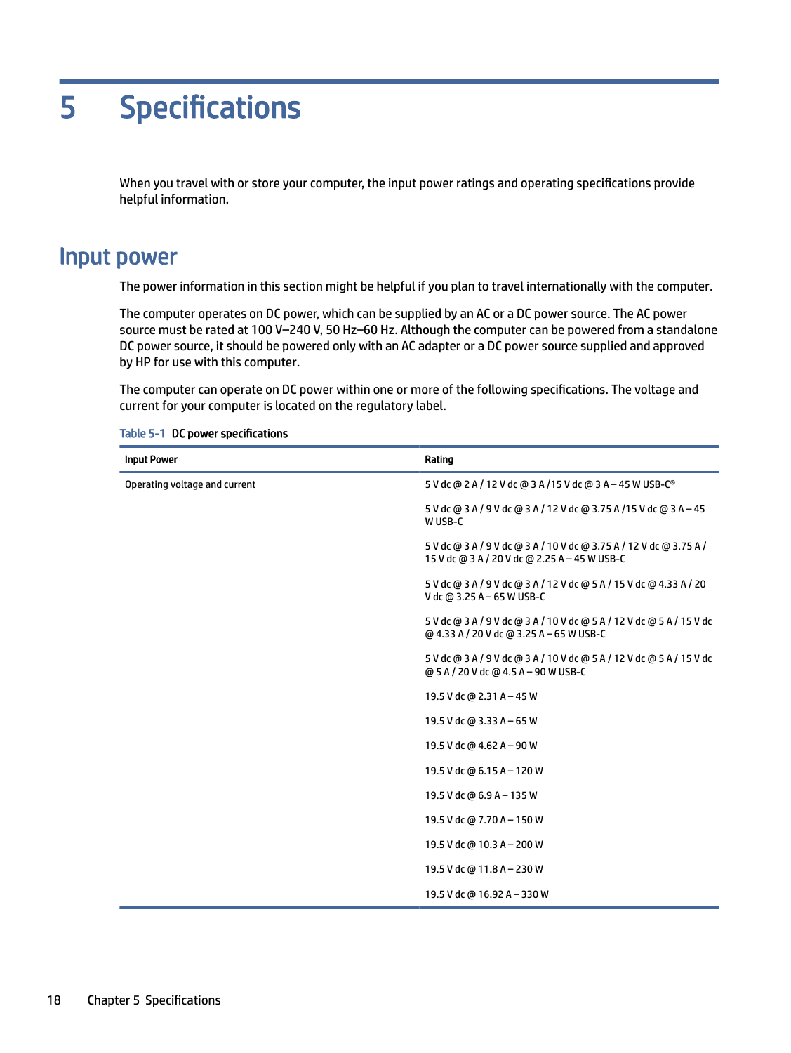# 5 Specifications

When you travel with or store your computer, the input power ratings and operating specifications provide helpful information.

## Input power

The power information in this section might be helpful if you plan to travel internationally with the computer.

The computer operates on DC power, which can be supplied by an AC or a DC power source. The AC power source must be rated at 100 V–240 V, 50 Hz–60 Hz. Although the computer can be powered from a standalone DC power source, it should be powered only with an AC adapter or a DC power source supplied and approved by HP for use with this computer.

The computer can operate on DC power within one or more of the following specifications. The voltage and current for your computer is located on the regulatory label.

Table 5-1 DC power specifications

| Input Power | Rating |
|---|---|
| Operating voltage and current | 5 V dc @ 2 A / 12 V dc @ 3 A /15 V dc @ 3 A – 45 W USB-C® |
| | 5 V dc @ 3 A / 9 V dc @ 3 A / 12 V dc @ 3.75 A /15 V dc @ 3 A – 45 W USB-C |
| | 5 V dc @ 3 A / 9 V dc @ 3 A / 10 V dc @ 3.75 A / 12 V dc @ 3.75 A / 15 V dc @ 3 A / 20 V dc @ 2.25 A – 45 W USB-C |
| | 5 V dc @ 3 A / 9 V dc @ 3 A / 12 V dc @ 5 A / 15 V dc @ 4.33 A / 20 V dc @ 3.25 A – 65 W USB-C |
| | 5 V dc @ 3 A / 9 V dc @ 3 A / 10 V dc @ 5 A / 12 V dc @ 5 A / 15 V dc @ 4.33 A / 20 V dc @ 3.25 A – 65 W USB-C |
| | 5 V dc @ 3 A / 9 V dc @ 3 A / 10 V dc @ 5 A / 12 V dc @ 5 A / 15 V dc @ 5 A / 20 V dc @ 4.5 A – 90 W USB-C |
| | 19.5 V dc @ 2.31 A – 45 W |
| | 19.5 V dc @ 3.33 A – 65 W |
| | 19.5 V dc @ 4.62 A – 90 W |
| | 19.5 V dc @ 6.15 A – 120 W |
| | 19.5 V dc @ 6.9 A – 135 W |
| | 19.5 V dc @ 7.70 A – 150 W |
| | 19.5 V dc @ 10.3 A – 200 W |
| | 19.5 V dc @ 11.8 A – 230 W |
| | 19.5 V dc @ 16.92 A – 330 W |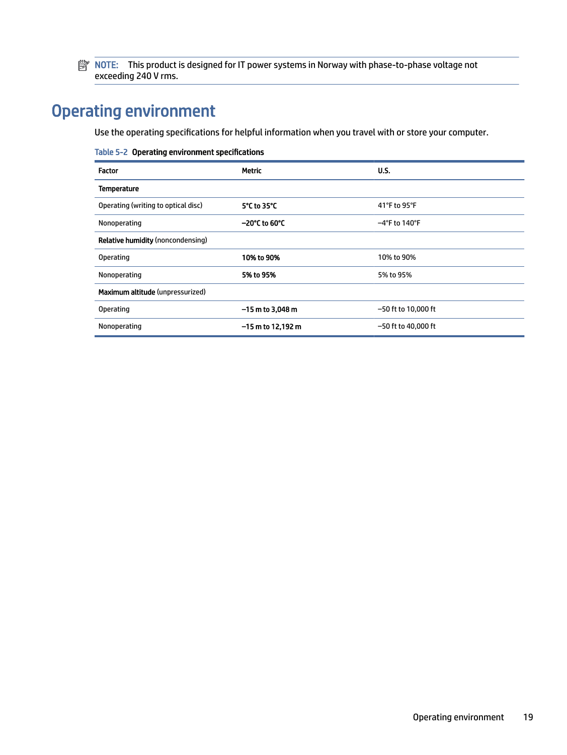**NOTE:** This product is designed for IT power systems in Norway with phase-to-phase voltage not exceeding 240 V rms.

# Operating environment

Use the operating specifications for helpful information when you travel with or store your computer.

Table 5-2 **Operating environment specifications**

| Factor | Metric | U.S. |
|---|---|---|
| **Temperature** | | |
| Operating (writing to optical disc) | 5°C to 35°C | 41°F to 95°F |
| Nonoperating | –20°C to 60°C | –4°F to 140°F |
| **Relative humidity** (noncondensing) | | |
| Operating | 10% to 90% | 10% to 90% |
| Nonoperating | 5% to 95% | 5% to 95% |
| **Maximum altitude** (unpressurized) | | |
| Operating | –15 m to 3,048 m | –50 ft to 10,000 ft |
| Nonoperating | –15 m to 12,192 m | –50 ft to 40,000 ft |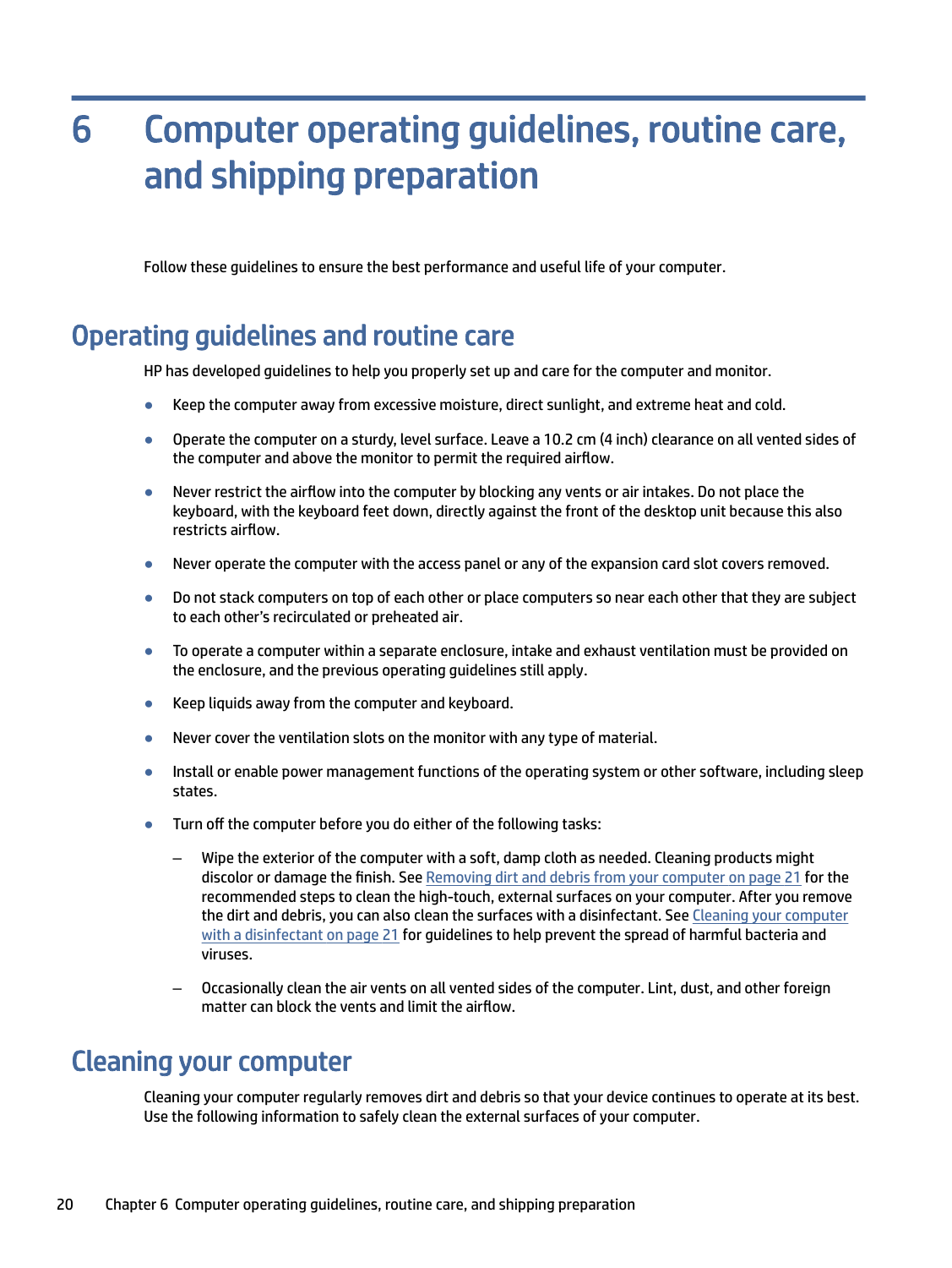# 6 Computer operating guidelines, routine care, and shipping preparation

Follow these guidelines to ensure the best performance and useful life of your computer.

## Operating guidelines and routine care

HP has developed guidelines to help you properly set up and care for the computer and monitor.

- Keep the computer away from excessive moisture, direct sunlight, and extreme heat and cold.
- Operate the computer on a sturdy, level surface. Leave a 10.2 cm (4 inch) clearance on all vented sides of the computer and above the monitor to permit the required airflow.
- Never restrict the airflow into the computer by blocking any vents or air intakes. Do not place the keyboard, with the keyboard feet down, directly against the front of the desktop unit because this also restricts airflow.
- Never operate the computer with the access panel or any of the expansion card slot covers removed.
- Do not stack computers on top of each other or place computers so near each other that they are subject to each other's recirculated or preheated air.
- To operate a computer within a separate enclosure, intake and exhaust ventilation must be provided on the enclosure, and the previous operating guidelines still apply.
- Keep liquids away from the computer and keyboard.
- Never cover the ventilation slots on the monitor with any type of material.
- Install or enable power management functions of the operating system or other software, including sleep states.
- Turn off the computer before you do either of the following tasks:
  - Wipe the exterior of the computer with a soft, damp cloth as needed. Cleaning products might discolor or damage the finish. See Removing dirt and debris from your computer on page 21 for the recommended steps to clean the high-touch, external surfaces on your computer. After you remove the dirt and debris, you can also clean the surfaces with a disinfectant. See Cleaning your computer with a disinfectant on page 21 for guidelines to help prevent the spread of harmful bacteria and viruses.
  - Occasionally clean the air vents on all vented sides of the computer. Lint, dust, and other foreign matter can block the vents and limit the airflow.

## Cleaning your computer

Cleaning your computer regularly removes dirt and debris so that your device continues to operate at its best. Use the following information to safely clean the external surfaces of your computer.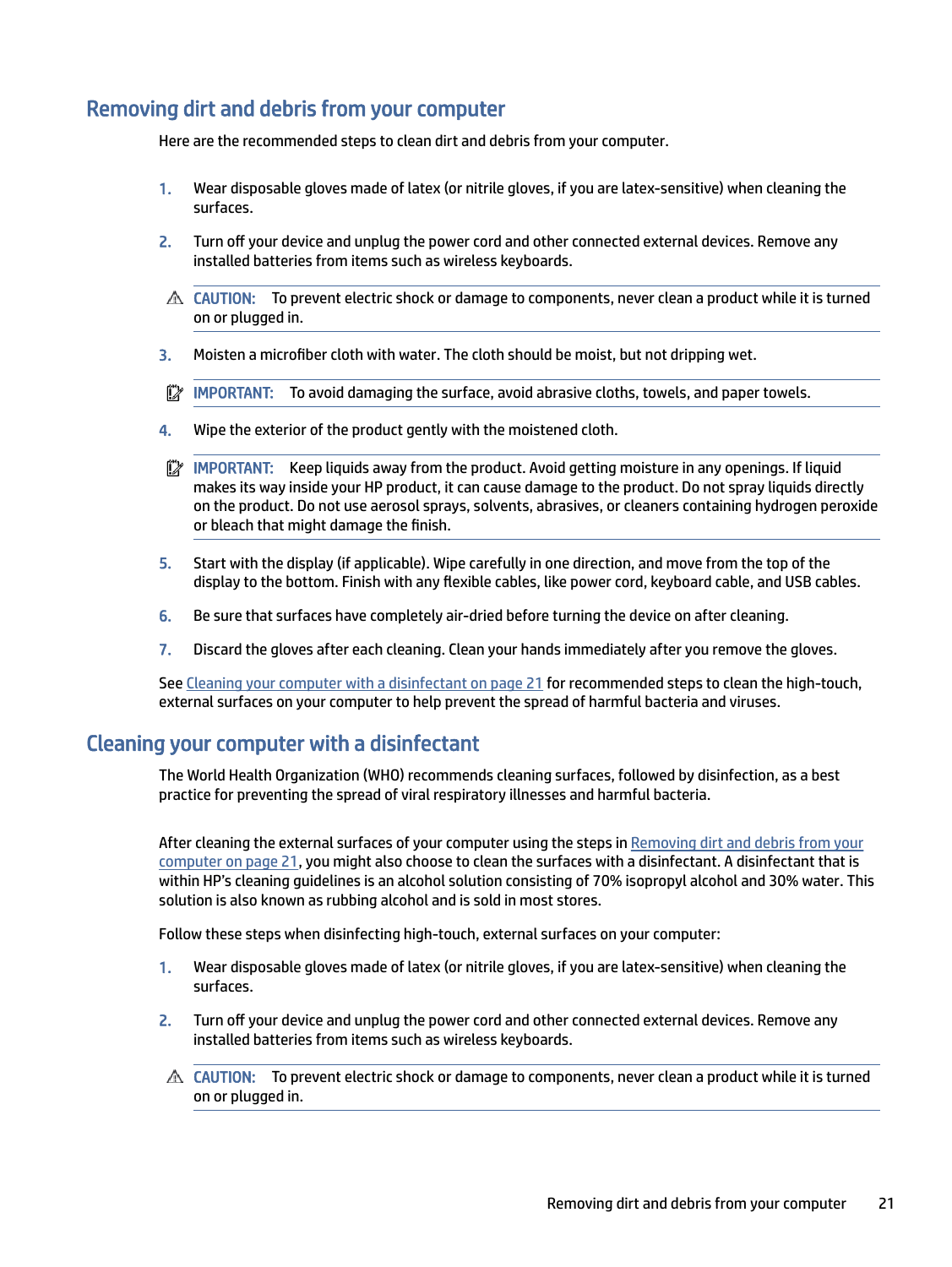## Removing dirt and debris from your computer

Here are the recommended steps to clean dirt and debris from your computer.

1. Wear disposable gloves made of latex (or nitrile gloves, if you are latex-sensitive) when cleaning the surfaces.
2. Turn off your device and unplug the power cord and other connected external devices. Remove any installed batteries from items such as wireless keyboards.

> ⚠ **CAUTION:** To prevent electric shock or damage to components, never clean a product while it is turned on or plugged in.

3. Moisten a microfiber cloth with water. The cloth should be moist, but not dripping wet.

> **IMPORTANT:** To avoid damaging the surface, avoid abrasive cloths, towels, and paper towels.

4. Wipe the exterior of the product gently with the moistened cloth.

> **IMPORTANT:** Keep liquids away from the product. Avoid getting moisture in any openings. If liquid makes its way inside your HP product, it can cause damage to the product. Do not spray liquids directly on the product. Do not use aerosol sprays, solvents, abrasives, or cleaners containing hydrogen peroxide or bleach that might damage the finish.

5. Start with the display (if applicable). Wipe carefully in one direction, and move from the top of the display to the bottom. Finish with any flexible cables, like power cord, keyboard cable, and USB cables.
6. Be sure that surfaces have completely air-dried before turning the device on after cleaning.
7. Discard the gloves after each cleaning. Clean your hands immediately after you remove the gloves.

See Cleaning your computer with a disinfectant on page 21 for recommended steps to clean the high-touch, external surfaces on your computer to help prevent the spread of harmful bacteria and viruses.

## Cleaning your computer with a disinfectant

The World Health Organization (WHO) recommends cleaning surfaces, followed by disinfection, as a best practice for preventing the spread of viral respiratory illnesses and harmful bacteria.

After cleaning the external surfaces of your computer using the steps in Removing dirt and debris from your computer on page 21, you might also choose to clean the surfaces with a disinfectant. A disinfectant that is within HP's cleaning guidelines is an alcohol solution consisting of 70% isopropyl alcohol and 30% water. This solution is also known as rubbing alcohol and is sold in most stores.

Follow these steps when disinfecting high-touch, external surfaces on your computer:

1. Wear disposable gloves made of latex (or nitrile gloves, if you are latex-sensitive) when cleaning the surfaces.
2. Turn off your device and unplug the power cord and other connected external devices. Remove any installed batteries from items such as wireless keyboards.

> ⚠ **CAUTION:** To prevent electric shock or damage to components, never clean a product while it is turned on or plugged in.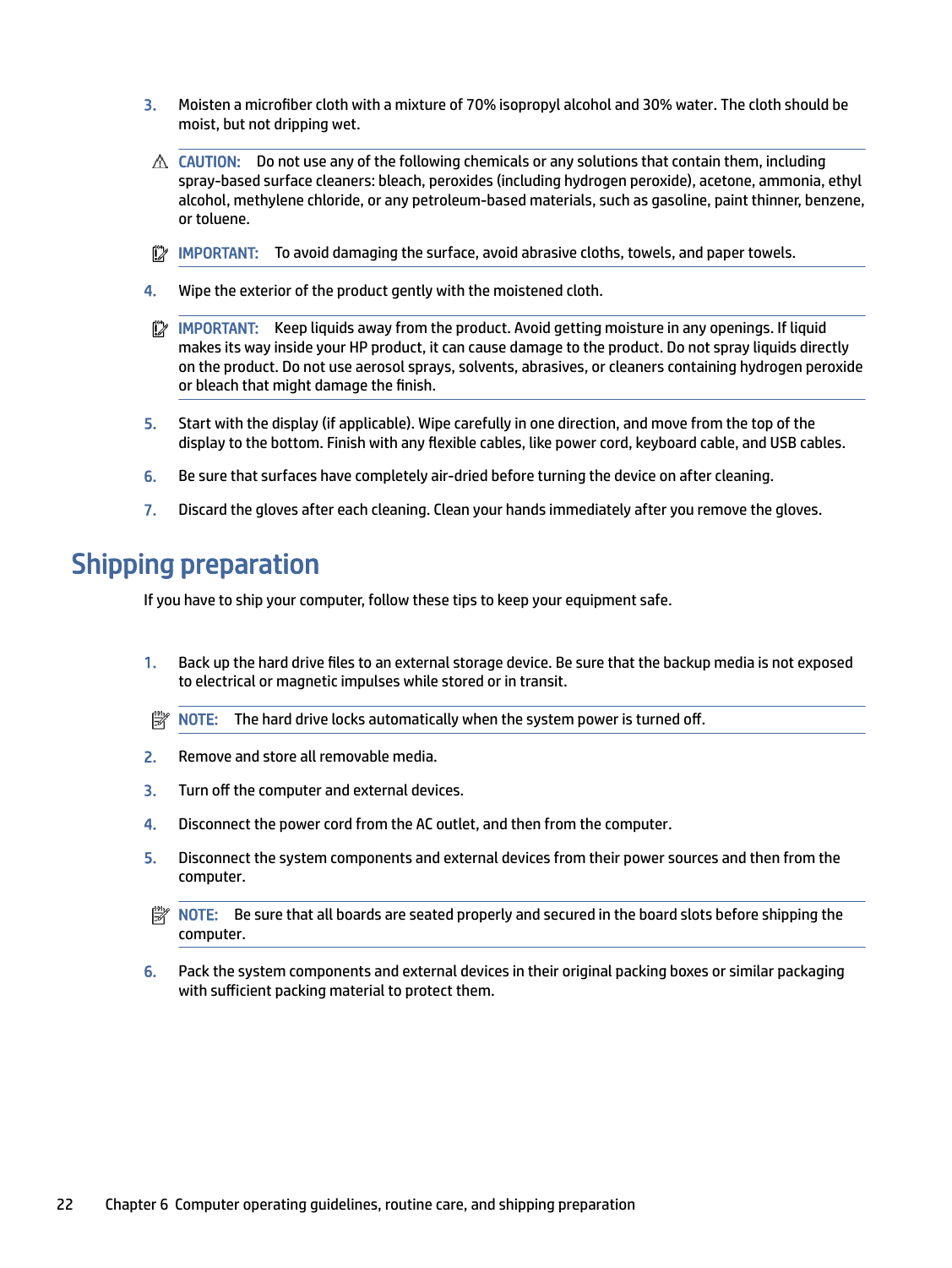3. Moisten a microfiber cloth with a mixture of 70% isopropyl alcohol and 30% water. The cloth should be moist, but not dripping wet.

   **CAUTION:** Do not use any of the following chemicals or any solutions that contain them, including spray-based surface cleaners: bleach, peroxides (including hydrogen peroxide), acetone, ammonia, ethyl alcohol, methylene chloride, or any petroleum-based materials, such as gasoline, paint thinner, benzene, or toluene.

   **IMPORTANT:** To avoid damaging the surface, avoid abrasive cloths, towels, and paper towels.

4. Wipe the exterior of the product gently with the moistened cloth.

   **IMPORTANT:** Keep liquids away from the product. Avoid getting moisture in any openings. If liquid makes its way inside your HP product, it can cause damage to the product. Do not spray liquids directly on the product. Do not use aerosol sprays, solvents, abrasives, or cleaners containing hydrogen peroxide or bleach that might damage the finish.

5. Start with the display (if applicable). Wipe carefully in one direction, and move from the top of the display to the bottom. Finish with any flexible cables, like power cord, keyboard cable, and USB cables.
6. Be sure that surfaces have completely air-dried before turning the device on after cleaning.
7. Discard the gloves after each cleaning. Clean your hands immediately after you remove the gloves.

## Shipping preparation

If you have to ship your computer, follow these tips to keep your equipment safe.

1. Back up the hard drive files to an external storage device. Be sure that the backup media is not exposed to electrical or magnetic impulses while stored or in transit.

   **NOTE:** The hard drive locks automatically when the system power is turned off.

2. Remove and store all removable media.
3. Turn off the computer and external devices.
4. Disconnect the power cord from the AC outlet, and then from the computer.
5. Disconnect the system components and external devices from their power sources and then from the computer.

   **NOTE:** Be sure that all boards are seated properly and secured in the board slots before shipping the computer.

6. Pack the system components and external devices in their original packing boxes or similar packaging with sufficient packing material to protect them.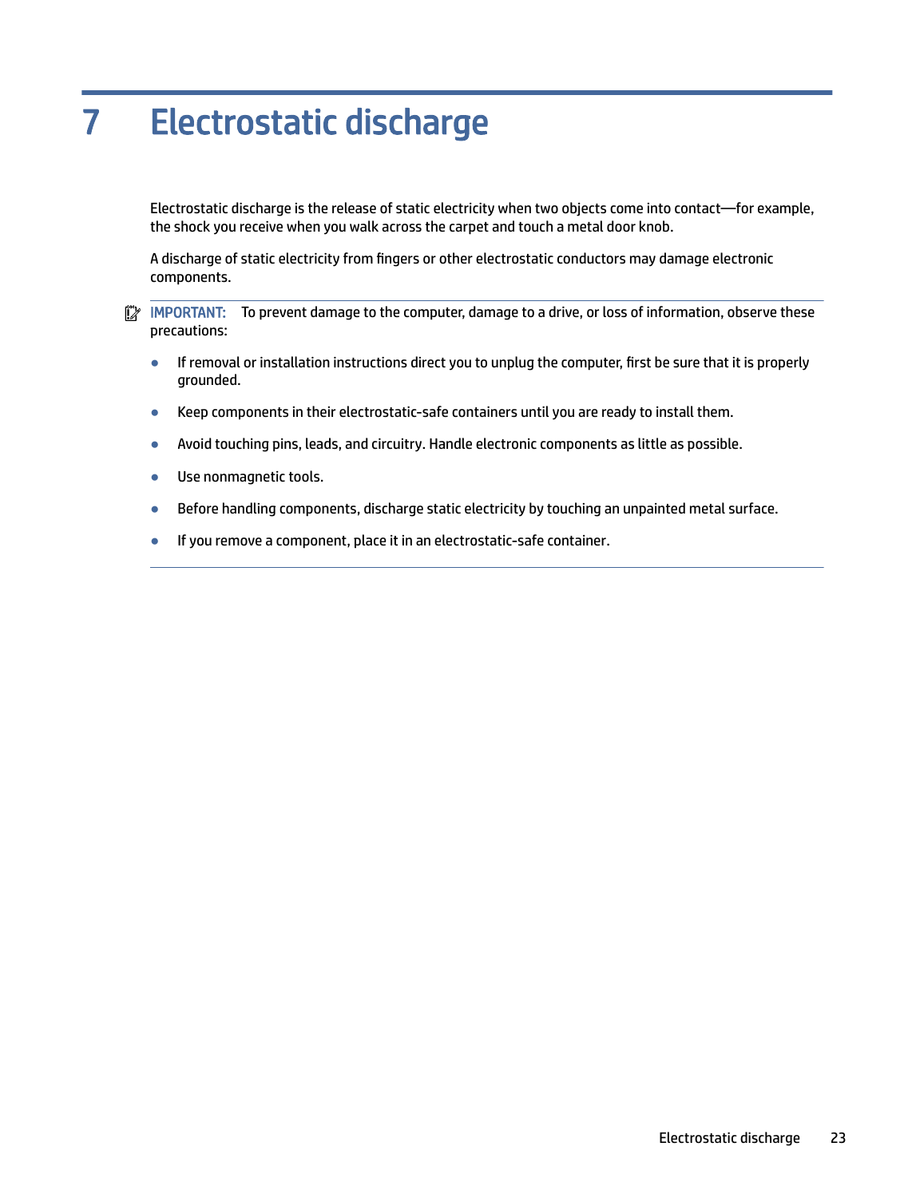# 7 Electrostatic discharge

Electrostatic discharge is the release of static electricity when two objects come into contact—for example, the shock you receive when you walk across the carpet and touch a metal door knob.

A discharge of static electricity from fingers or other electrostatic conductors may damage electronic components.

**IMPORTANT:** To prevent damage to the computer, damage to a drive, or loss of information, observe these precautions:

- If removal or installation instructions direct you to unplug the computer, first be sure that it is properly grounded.
- Keep components in their electrostatic-safe containers until you are ready to install them.
- Avoid touching pins, leads, and circuitry. Handle electronic components as little as possible.
- Use nonmagnetic tools.
- Before handling components, discharge static electricity by touching an unpainted metal surface.
- If you remove a component, place it in an electrostatic-safe container.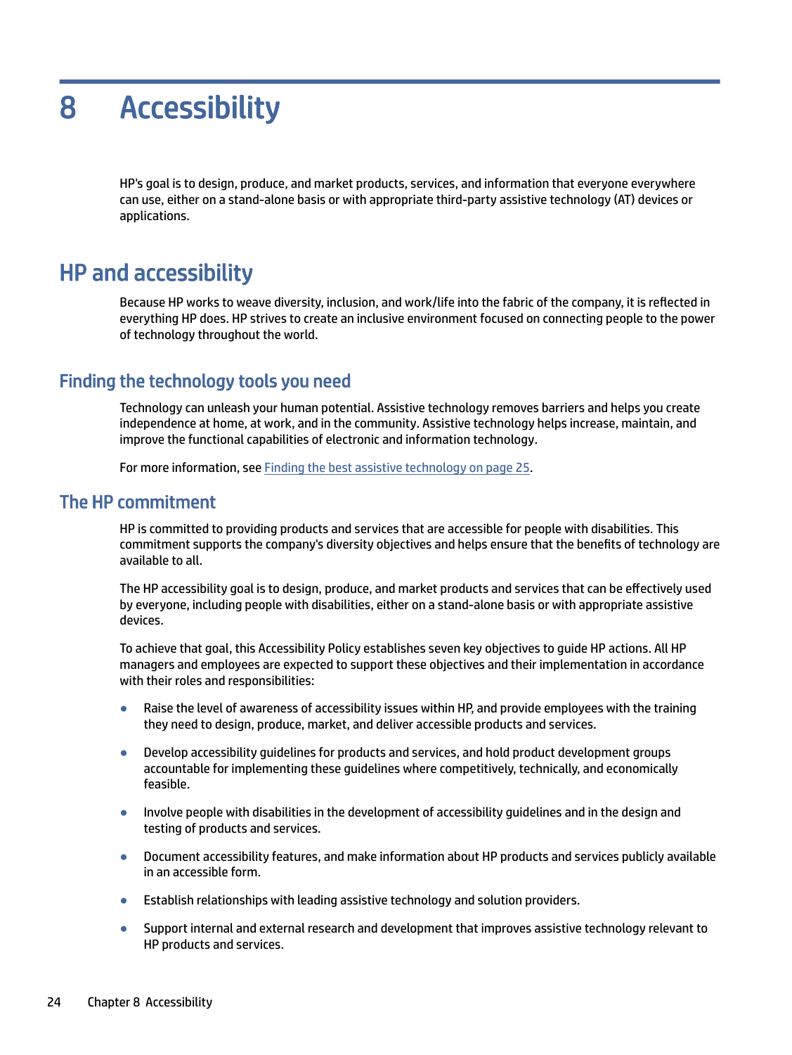# 8 Accessibility

HP's goal is to design, produce, and market products, services, and information that everyone everywhere can use, either on a stand-alone basis or with appropriate third-party assistive technology (AT) devices or applications.

## HP and accessibility

Because HP works to weave diversity, inclusion, and work/life into the fabric of the company, it is reflected in everything HP does. HP strives to create an inclusive environment focused on connecting people to the power of technology throughout the world.

### Finding the technology tools you need

Technology can unleash your human potential. Assistive technology removes barriers and helps you create independence at home, at work, and in the community. Assistive technology helps increase, maintain, and improve the functional capabilities of electronic and information technology.

For more information, see Finding the best assistive technology on page 25.

### The HP commitment

HP is committed to providing products and services that are accessible for people with disabilities. This commitment supports the company's diversity objectives and helps ensure that the benefits of technology are available to all.

The HP accessibility goal is to design, produce, and market products and services that can be effectively used by everyone, including people with disabilities, either on a stand-alone basis or with appropriate assistive devices.

To achieve that goal, this Accessibility Policy establishes seven key objectives to guide HP actions. All HP managers and employees are expected to support these objectives and their implementation in accordance with their roles and responsibilities:

- Raise the level of awareness of accessibility issues within HP, and provide employees with the training they need to design, produce, market, and deliver accessible products and services.
- Develop accessibility guidelines for products and services, and hold product development groups accountable for implementing these guidelines where competitively, technically, and economically feasible.
- Involve people with disabilities in the development of accessibility guidelines and in the design and testing of products and services.
- Document accessibility features, and make information about HP products and services publicly available in an accessible form.
- Establish relationships with leading assistive technology and solution providers.
- Support internal and external research and development that improves assistive technology relevant to HP products and services.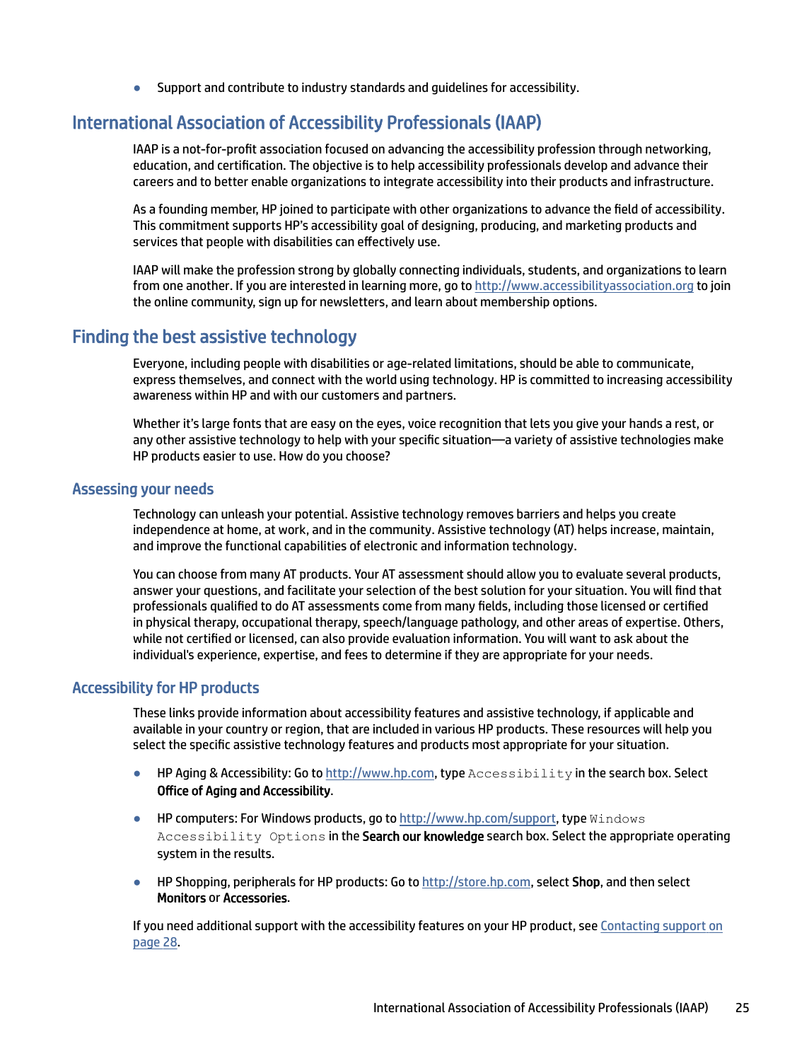- Support and contribute to industry standards and guidelines for accessibility.

## International Association of Accessibility Professionals (IAAP)

IAAP is a not-for-profit association focused on advancing the accessibility profession through networking, education, and certification. The objective is to help accessibility professionals develop and advance their careers and to better enable organizations to integrate accessibility into their products and infrastructure.

As a founding member, HP joined to participate with other organizations to advance the field of accessibility. This commitment supports HP's accessibility goal of designing, producing, and marketing products and services that people with disabilities can effectively use.

IAAP will make the profession strong by globally connecting individuals, students, and organizations to learn from one another. If you are interested in learning more, go to http://www.accessibilityassociation.org to join the online community, sign up for newsletters, and learn about membership options.

## Finding the best assistive technology

Everyone, including people with disabilities or age-related limitations, should be able to communicate, express themselves, and connect with the world using technology. HP is committed to increasing accessibility awareness within HP and with our customers and partners.

Whether it's large fonts that are easy on the eyes, voice recognition that lets you give your hands a rest, or any other assistive technology to help with your specific situation—a variety of assistive technologies make HP products easier to use. How do you choose?

### Assessing your needs

Technology can unleash your potential. Assistive technology removes barriers and helps you create independence at home, at work, and in the community. Assistive technology (AT) helps increase, maintain, and improve the functional capabilities of electronic and information technology.

You can choose from many AT products. Your AT assessment should allow you to evaluate several products, answer your questions, and facilitate your selection of the best solution for your situation. You will find that professionals qualified to do AT assessments come from many fields, including those licensed or certified in physical therapy, occupational therapy, speech/language pathology, and other areas of expertise. Others, while not certified or licensed, can also provide evaluation information. You will want to ask about the individual's experience, expertise, and fees to determine if they are appropriate for your needs.

### Accessibility for HP products

These links provide information about accessibility features and assistive technology, if applicable and available in your country or region, that are included in various HP products. These resources will help you select the specific assistive technology features and products most appropriate for your situation.

- HP Aging & Accessibility: Go to http://www.hp.com, type `Accessibility` in the search box. Select **Office of Aging and Accessibility**.
- HP computers: For Windows products, go to http://www.hp.com/support, type `Windows Accessibility Options` in the **Search our knowledge** search box. Select the appropriate operating system in the results.
- HP Shopping, peripherals for HP products: Go to http://store.hp.com, select **Shop**, and then select **Monitors** or **Accessories**.

If you need additional support with the accessibility features on your HP product, see Contacting support on page 28.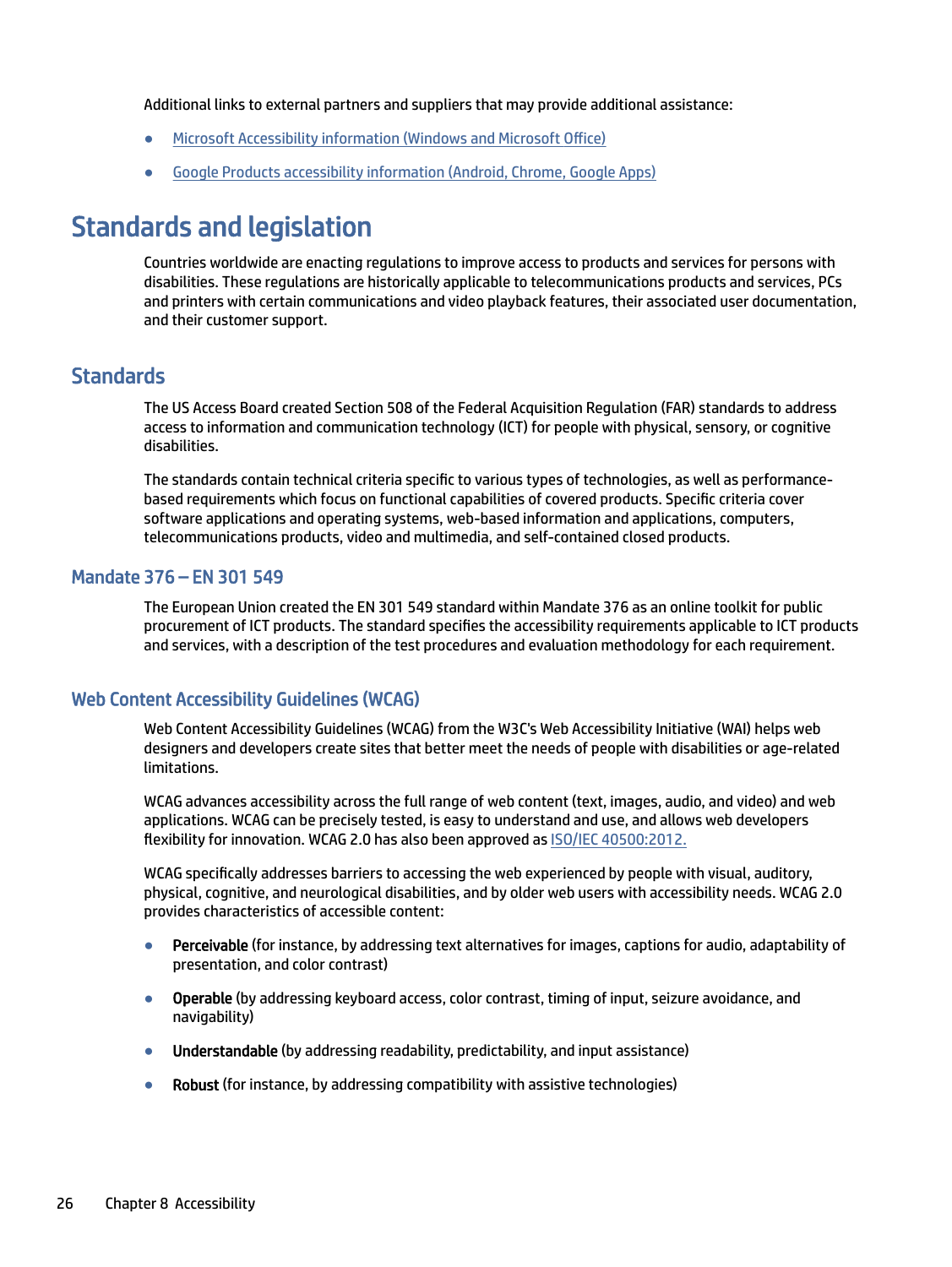Additional links to external partners and suppliers that may provide additional assistance:

- Microsoft Accessibility information (Windows and Microsoft Office)
- Google Products accessibility information (Android, Chrome, Google Apps)

# Standards and legislation

Countries worldwide are enacting regulations to improve access to products and services for persons with disabilities. These regulations are historically applicable to telecommunications products and services, PCs and printers with certain communications and video playback features, their associated user documentation, and their customer support.

## Standards

The US Access Board created Section 508 of the Federal Acquisition Regulation (FAR) standards to address access to information and communication technology (ICT) for people with physical, sensory, or cognitive disabilities.

The standards contain technical criteria specific to various types of technologies, as well as performance-based requirements which focus on functional capabilities of covered products. Specific criteria cover software applications and operating systems, web-based information and applications, computers, telecommunications products, video and multimedia, and self-contained closed products.

### Mandate 376 – EN 301 549

The European Union created the EN 301 549 standard within Mandate 376 as an online toolkit for public procurement of ICT products. The standard specifies the accessibility requirements applicable to ICT products and services, with a description of the test procedures and evaluation methodology for each requirement.

### Web Content Accessibility Guidelines (WCAG)

Web Content Accessibility Guidelines (WCAG) from the W3C's Web Accessibility Initiative (WAI) helps web designers and developers create sites that better meet the needs of people with disabilities or age-related limitations.

WCAG advances accessibility across the full range of web content (text, images, audio, and video) and web applications. WCAG can be precisely tested, is easy to understand and use, and allows web developers flexibility for innovation. WCAG 2.0 has also been approved as ISO/IEC 40500:2012.

WCAG specifically addresses barriers to accessing the web experienced by people with visual, auditory, physical, cognitive, and neurological disabilities, and by older web users with accessibility needs. WCAG 2.0 provides characteristics of accessible content:

- **Perceivable** (for instance, by addressing text alternatives for images, captions for audio, adaptability of presentation, and color contrast)
- **Operable** (by addressing keyboard access, color contrast, timing of input, seizure avoidance, and navigability)
- **Understandable** (by addressing readability, predictability, and input assistance)
- **Robust** (for instance, by addressing compatibility with assistive technologies)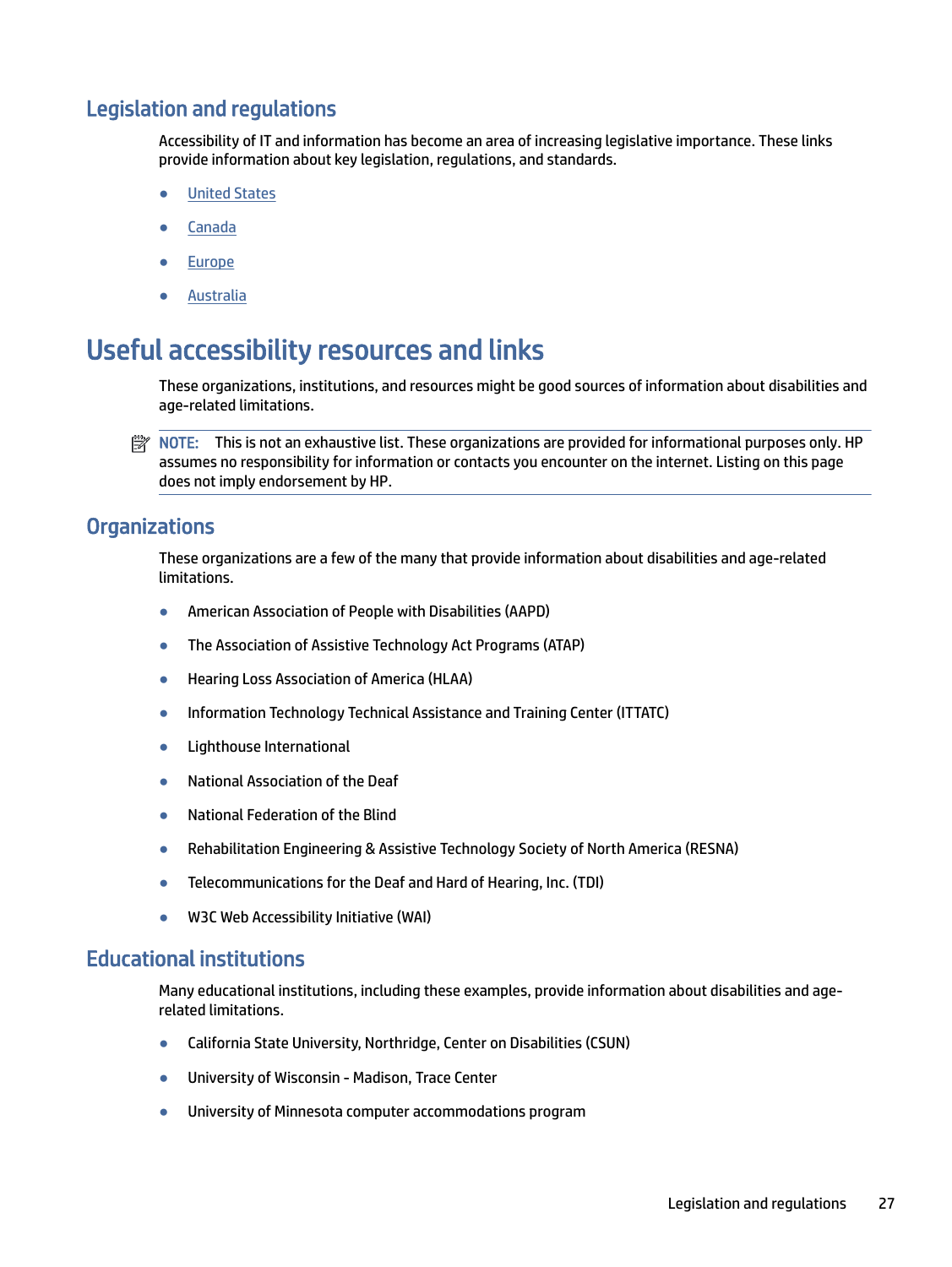## Legislation and regulations

Accessibility of IT and information has become an area of increasing legislative importance. These links provide information about key legislation, regulations, and standards.

- United States
- Canada
- Europe
- Australia

# Useful accessibility resources and links

These organizations, institutions, and resources might be good sources of information about disabilities and age-related limitations.

**NOTE:** This is not an exhaustive list. These organizations are provided for informational purposes only. HP assumes no responsibility for information or contacts you encounter on the internet. Listing on this page does not imply endorsement by HP.

## Organizations

These organizations are a few of the many that provide information about disabilities and age-related limitations.

- American Association of People with Disabilities (AAPD)
- The Association of Assistive Technology Act Programs (ATAP)
- Hearing Loss Association of America (HLAA)
- Information Technology Technical Assistance and Training Center (ITTATC)
- Lighthouse International
- National Association of the Deaf
- National Federation of the Blind
- Rehabilitation Engineering & Assistive Technology Society of North America (RESNA)
- Telecommunications for the Deaf and Hard of Hearing, Inc. (TDI)
- W3C Web Accessibility Initiative (WAI)

## Educational institutions

Many educational institutions, including these examples, provide information about disabilities and age-related limitations.

- California State University, Northridge, Center on Disabilities (CSUN)
- University of Wisconsin - Madison, Trace Center
- University of Minnesota computer accommodations program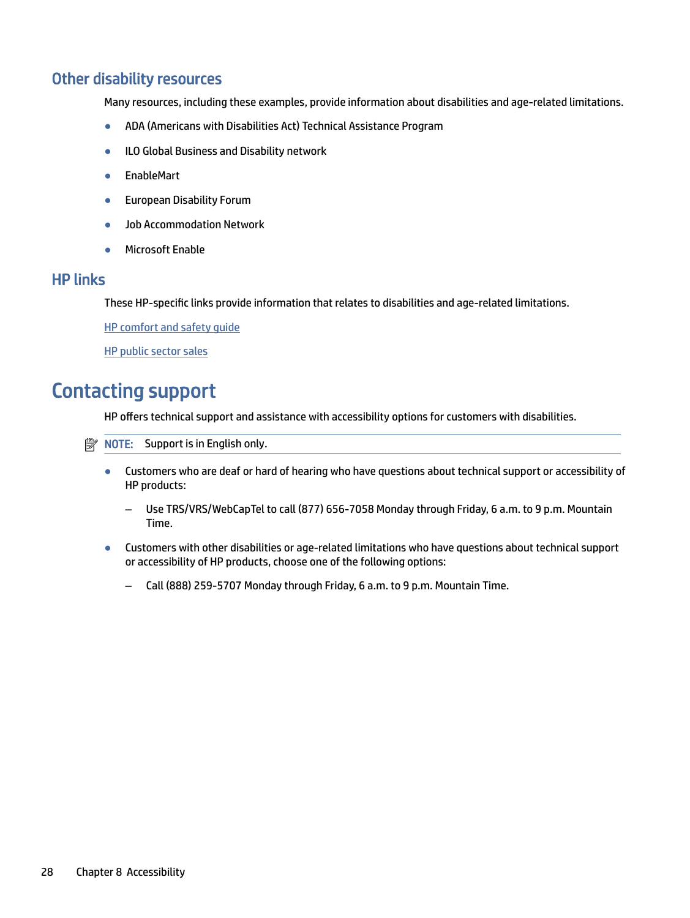## Other disability resources

Many resources, including these examples, provide information about disabilities and age-related limitations.

- ADA (Americans with Disabilities Act) Technical Assistance Program
- ILO Global Business and Disability network
- EnableMart
- European Disability Forum
- Job Accommodation Network
- Microsoft Enable

## HP links

These HP-specific links provide information that relates to disabilities and age-related limitations.

HP comfort and safety guide

HP public sector sales

# Contacting support

HP offers technical support and assistance with accessibility options for customers with disabilities.

**NOTE:** Support is in English only.

- Customers who are deaf or hard of hearing who have questions about technical support or accessibility of HP products:
  – Use TRS/VRS/WebCapTel to call (877) 656-7058 Monday through Friday, 6 a.m. to 9 p.m. Mountain Time.
- Customers with other disabilities or age-related limitations who have questions about technical support or accessibility of HP products, choose one of the following options:
  – Call (888) 259-5707 Monday through Friday, 6 a.m. to 9 p.m. Mountain Time.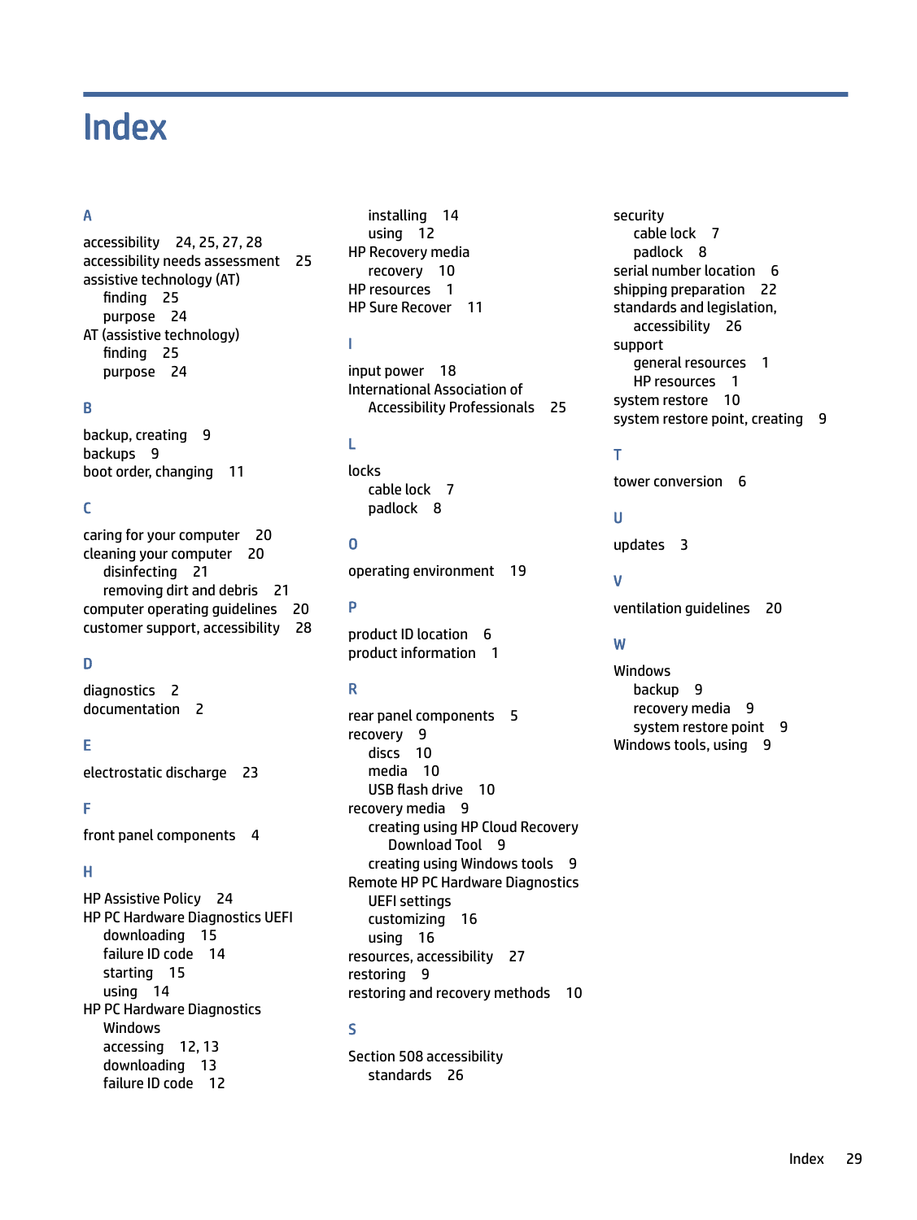# Index

## A

accessibility 24, 25, 27, 28
accessibility needs assessment 25
assistive technology (AT)
  finding 25
  purpose 24
AT (assistive technology)
  finding 25
  purpose 24

## B

backup, creating 9
backups 9
boot order, changing 11

## C

caring for your computer 20
cleaning your computer 20
  disinfecting 21
  removing dirt and debris 21
computer operating guidelines 20
customer support, accessibility 28

## D

diagnostics 2
documentation 2

## E

electrostatic discharge 23

## F

front panel components 4

## H

HP Assistive Policy 24
HP PC Hardware Diagnostics UEFI
  downloading 15
  failure ID code 14
  starting 15
  using 14
HP PC Hardware Diagnostics Windows
  accessing 12, 13
  downloading 13
  failure ID code 12
  installing 14
  using 12
HP Recovery media
  recovery 10
HP resources 1
HP Sure Recover 11

## I

input power 18
International Association of Accessibility Professionals 25

## L

locks
  cable lock 7
  padlock 8

## O

operating environment 19

## P

product ID location 6
product information 1

## R

rear panel components 5
recovery 9
  discs 10
  media 10
  USB flash drive 10
recovery media 9
  creating using HP Cloud Recovery Download Tool 9
  creating using Windows tools 9
Remote HP PC Hardware Diagnostics UEFI settings
  customizing 16
  using 16
resources, accessibility 27
restoring 9
restoring and recovery methods 10

## S

Section 508 accessibility standards 26
security
  cable lock 7
  padlock 8
serial number location 6
shipping preparation 22
standards and legislation, accessibility 26
support
  general resources 1
  HP resources 1
system restore 10
system restore point, creating 9

## T

tower conversion 6

## U

updates 3

## V

ventilation guidelines 20

## W

Windows
  backup 9
  recovery media 9
  system restore point 9
Windows tools, using 9